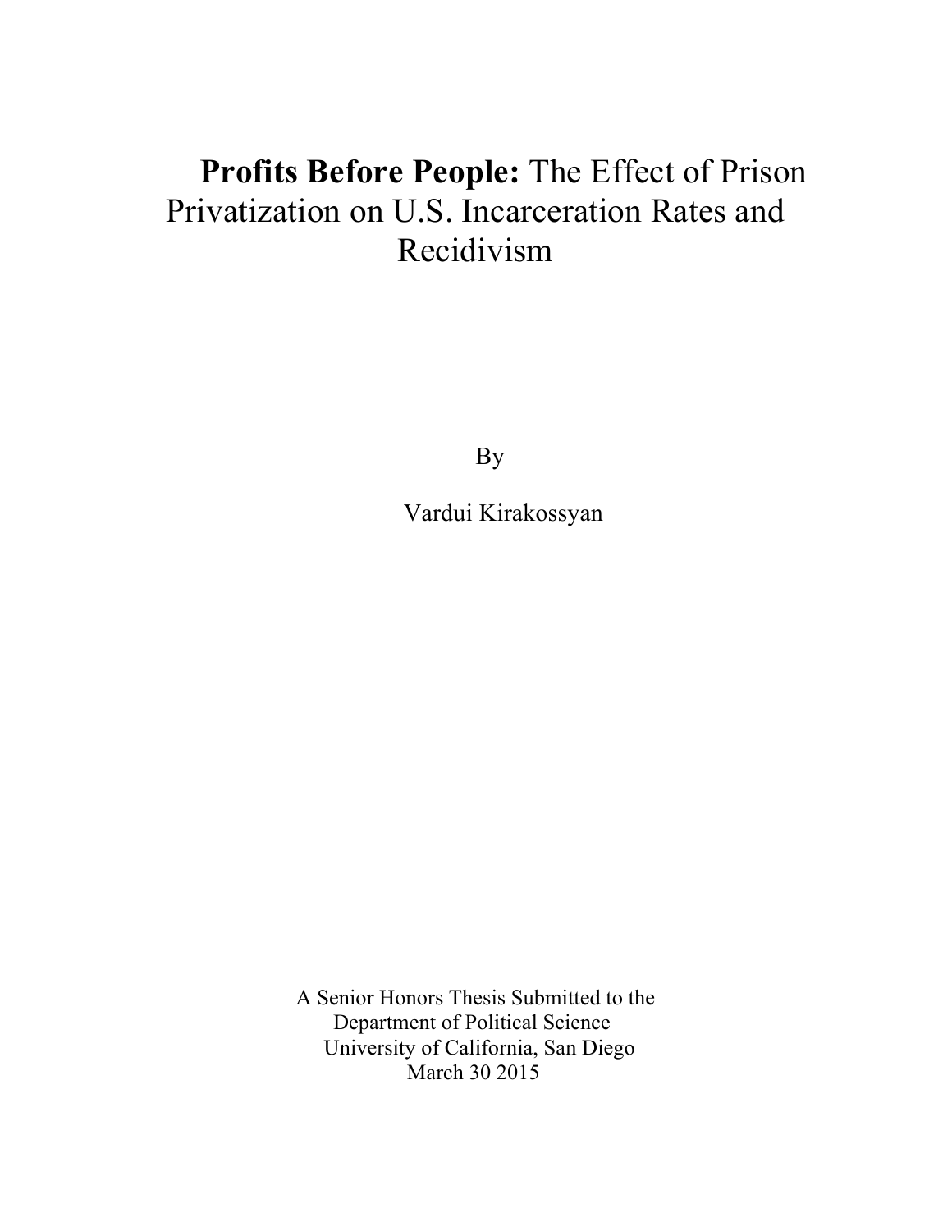# **Profits Before People:** The Effect of Prison Privatization on U.S. Incarceration Rates and Recidivism

By

Vardui Kirakossyan

A Senior Honors Thesis Submitted to the
Department of Political Science
University of California, San Diego
March 30 2015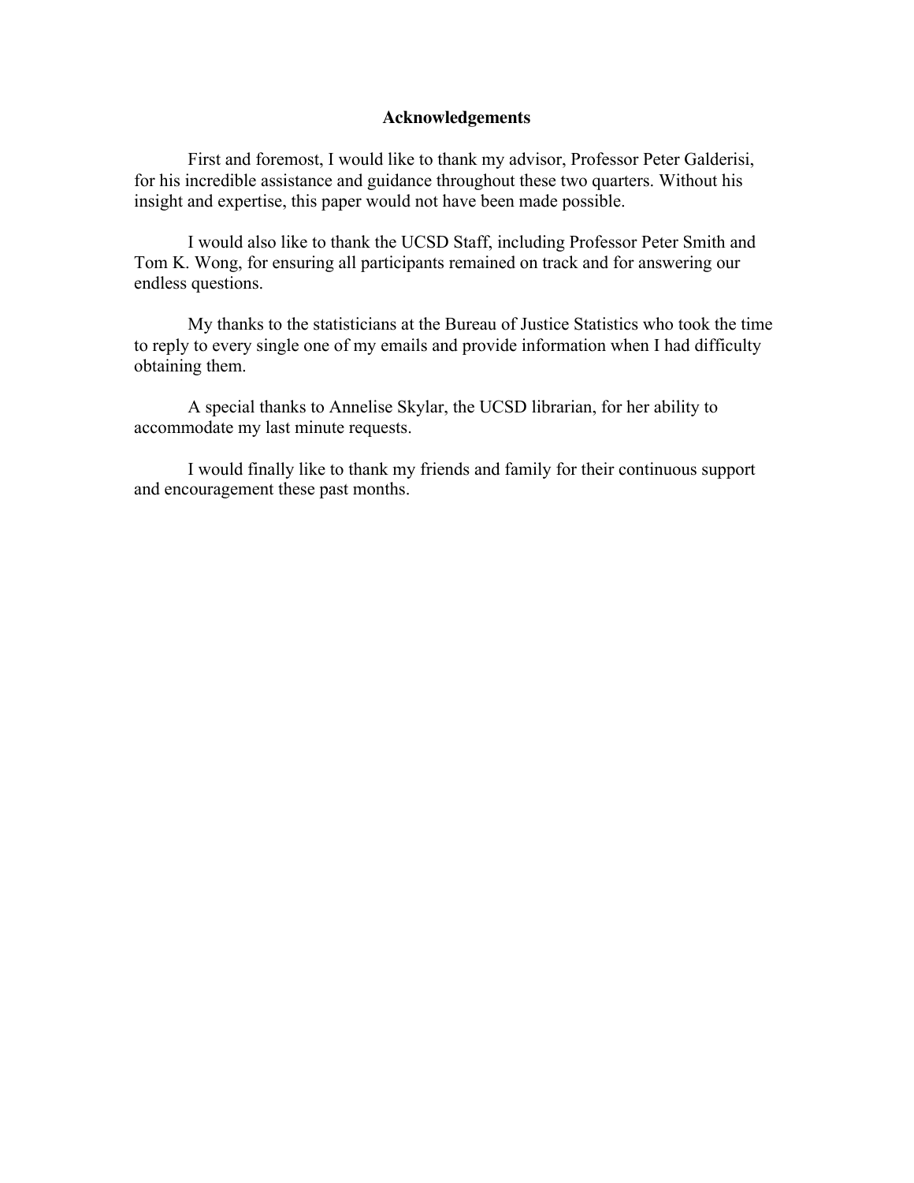## Acknowledgements

First and foremost, I would like to thank my advisor, Professor Peter Galderisi, for his incredible assistance and guidance throughout these two quarters. Without his insight and expertise, this paper would not have been made possible.

I would also like to thank the UCSD Staff, including Professor Peter Smith and Tom K. Wong, for ensuring all participants remained on track and for answering our endless questions.

My thanks to the statisticians at the Bureau of Justice Statistics who took the time to reply to every single one of my emails and provide information when I had difficulty obtaining them.

A special thanks to Annelise Skylar, the UCSD librarian, for her ability to accommodate my last minute requests.

I would finally like to thank my friends and family for their continuous support and encouragement these past months.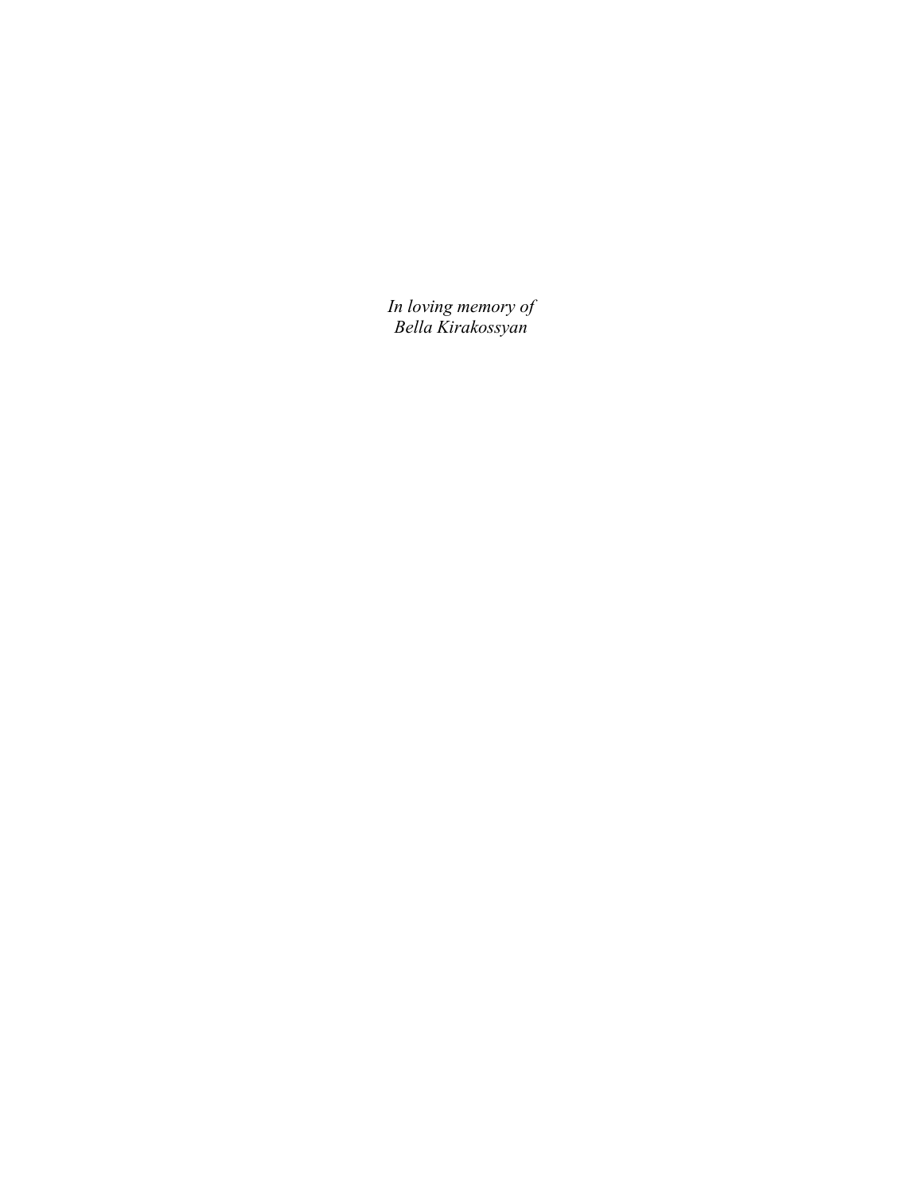*In loving memory of*
*Bella Kirakossyan*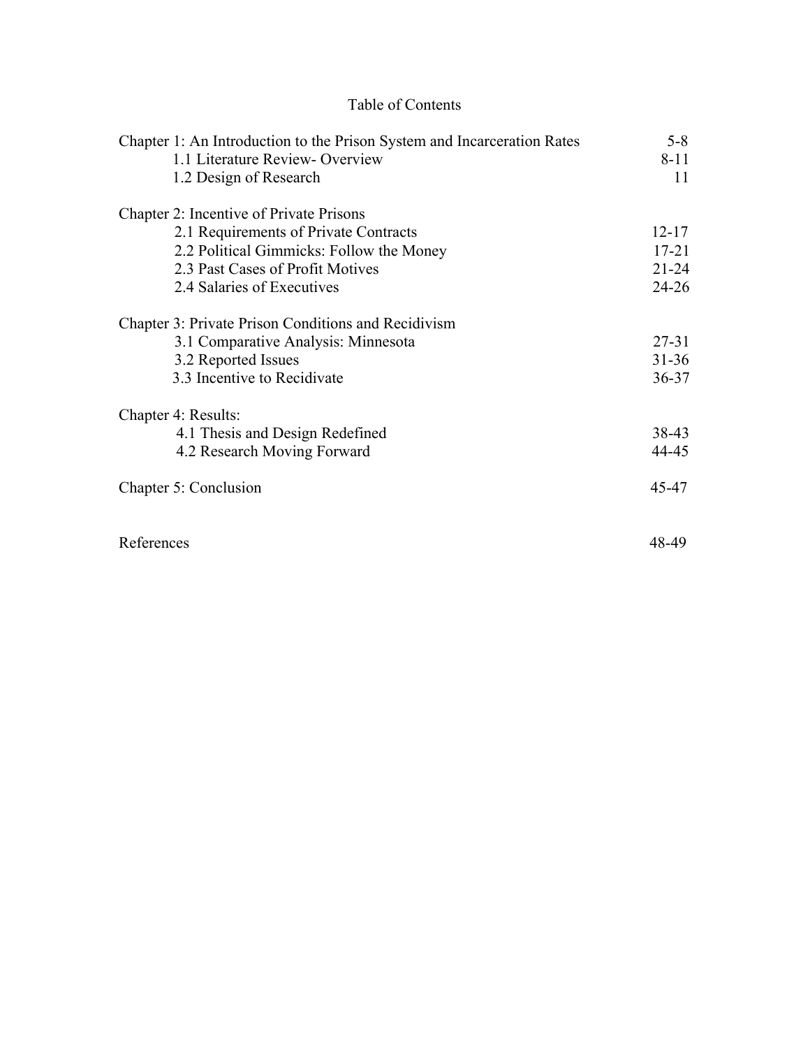# Table of Contents

| | |
|---|---|
| Chapter 1: An Introduction to the Prison System and Incarceration Rates | 5-8 |
| 1.1 Literature Review- Overview | 8-11 |
| 1.2 Design of Research | 11 |
| | |
| Chapter 2: Incentive of Private Prisons | |
| 2.1 Requirements of Private Contracts | 12-17 |
| 2.2 Political Gimmicks: Follow the Money | 17-21 |
| 2.3 Past Cases of Profit Motives | 21-24 |
| 2.4 Salaries of Executives | 24-26 |
| | |
| Chapter 3: Private Prison Conditions and Recidivism | |
| 3.1 Comparative Analysis: Minnesota | 27-31 |
| 3.2 Reported Issues | 31-36 |
| 3.3 Incentive to Recidivate | 36-37 |
| | |
| Chapter 4: Results: | |
| 4.1 Thesis and Design Redefined | 38-43 |
| 4.2 Research Moving Forward | 44-45 |
| | |
| Chapter 5: Conclusion | 45-47 |
| | |
| References | 48-49 |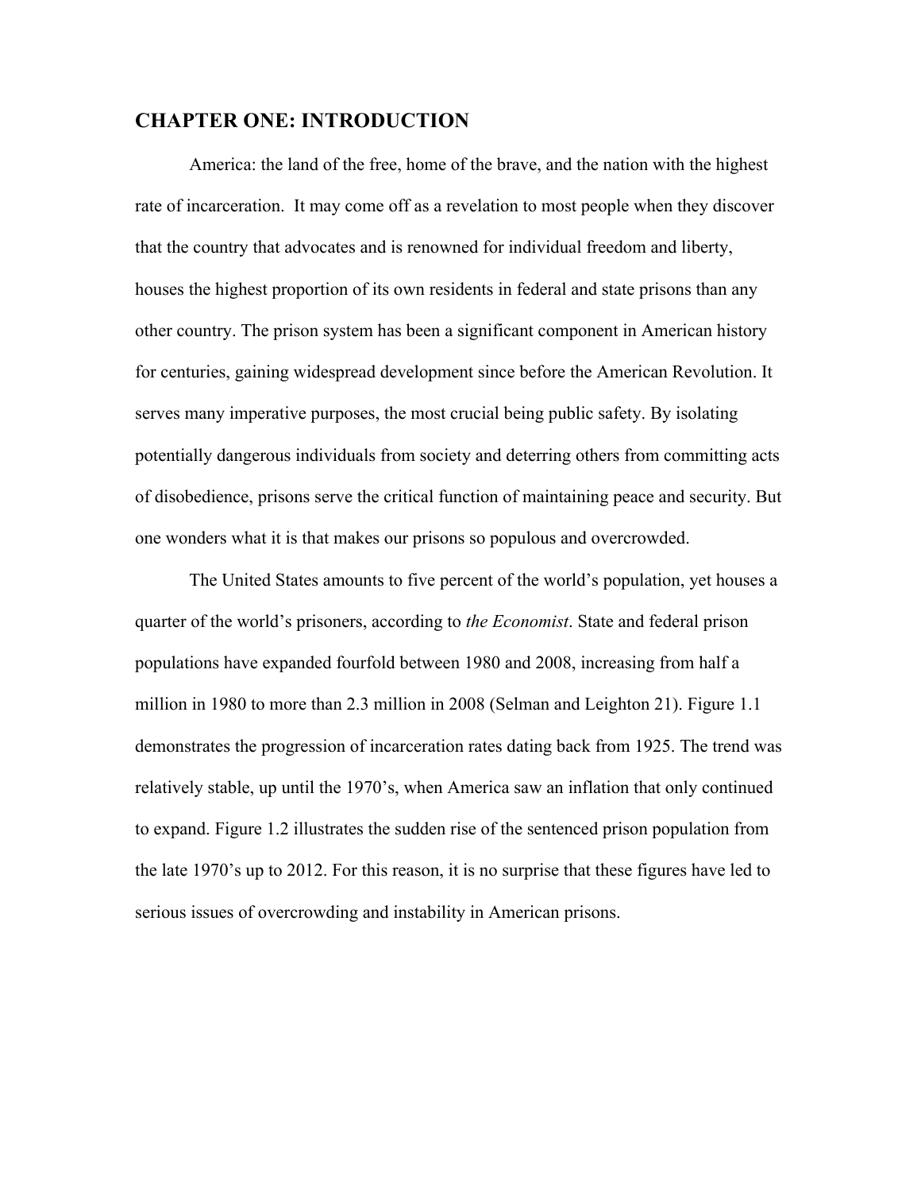# CHAPTER ONE: INTRODUCTION

America: the land of the free, home of the brave, and the nation with the highest rate of incarceration. It may come off as a revelation to most people when they discover that the country that advocates and is renowned for individual freedom and liberty, houses the highest proportion of its own residents in federal and state prisons than any other country. The prison system has been a significant component in American history for centuries, gaining widespread development since before the American Revolution. It serves many imperative purposes, the most crucial being public safety. By isolating potentially dangerous individuals from society and deterring others from committing acts of disobedience, prisons serve the critical function of maintaining peace and security. But one wonders what it is that makes our prisons so populous and overcrowded.

The United States amounts to five percent of the world's population, yet houses a quarter of the world's prisoners, according to *the Economist*. State and federal prison populations have expanded fourfold between 1980 and 2008, increasing from half a million in 1980 to more than 2.3 million in 2008 (Selman and Leighton 21). Figure 1.1 demonstrates the progression of incarceration rates dating back from 1925. The trend was relatively stable, up until the 1970's, when America saw an inflation that only continued to expand. Figure 1.2 illustrates the sudden rise of the sentenced prison population from the late 1970's up to 2012. For this reason, it is no surprise that these figures have led to serious issues of overcrowding and instability in American prisons.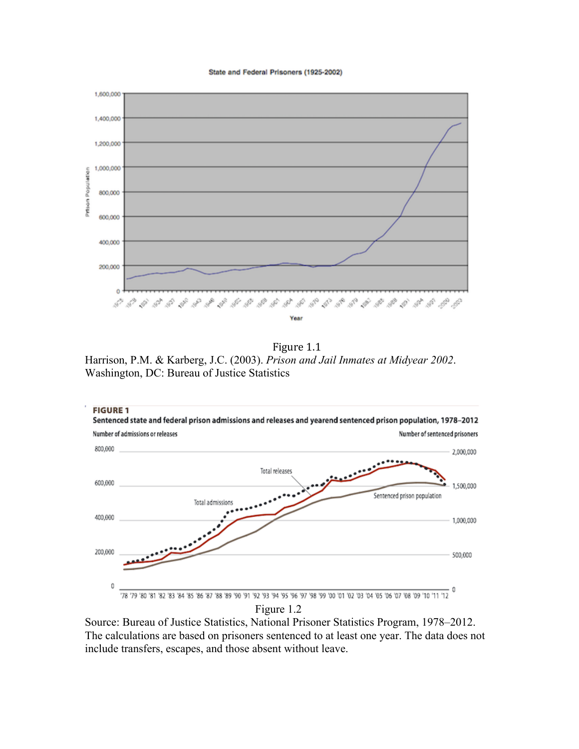Figure 1.1

Harrison, P.M. & Karberg, J.C. (2003). *Prison and Jail Inmates at Midyear 2002*. Washington, DC: Bureau of Justice Statistics

Figure 1.2

Source: Bureau of Justice Statistics, National Prisoner Statistics Program, 1978–2012. The calculations are based on prisoners sentenced to at least one year. The data does not include transfers, escapes, and those absent without leave.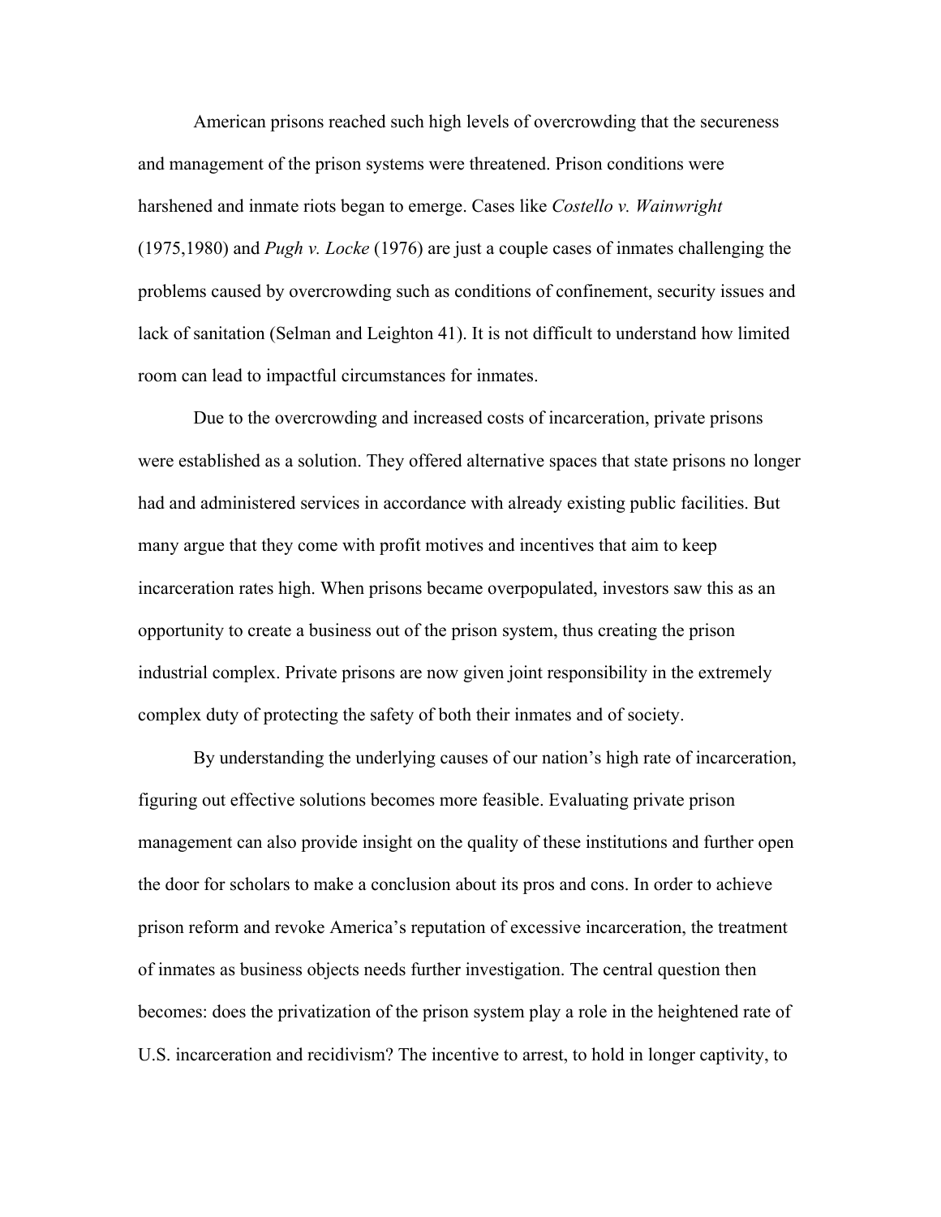American prisons reached such high levels of overcrowding that the secureness and management of the prison systems were threatened. Prison conditions were harshened and inmate riots began to emerge. Cases like *Costello v. Wainwright* (1975,1980) and *Pugh v. Locke* (1976) are just a couple cases of inmates challenging the problems caused by overcrowding such as conditions of confinement, security issues and lack of sanitation (Selman and Leighton 41). It is not difficult to understand how limited room can lead to impactful circumstances for inmates.

Due to the overcrowding and increased costs of incarceration, private prisons were established as a solution. They offered alternative spaces that state prisons no longer had and administered services in accordance with already existing public facilities. But many argue that they come with profit motives and incentives that aim to keep incarceration rates high. When prisons became overpopulated, investors saw this as an opportunity to create a business out of the prison system, thus creating the prison industrial complex. Private prisons are now given joint responsibility in the extremely complex duty of protecting the safety of both their inmates and of society.

By understanding the underlying causes of our nation's high rate of incarceration, figuring out effective solutions becomes more feasible. Evaluating private prison management can also provide insight on the quality of these institutions and further open the door for scholars to make a conclusion about its pros and cons. In order to achieve prison reform and revoke America's reputation of excessive incarceration, the treatment of inmates as business objects needs further investigation. The central question then becomes: does the privatization of the prison system play a role in the heightened rate of U.S. incarceration and recidivism? The incentive to arrest, to hold in longer captivity, to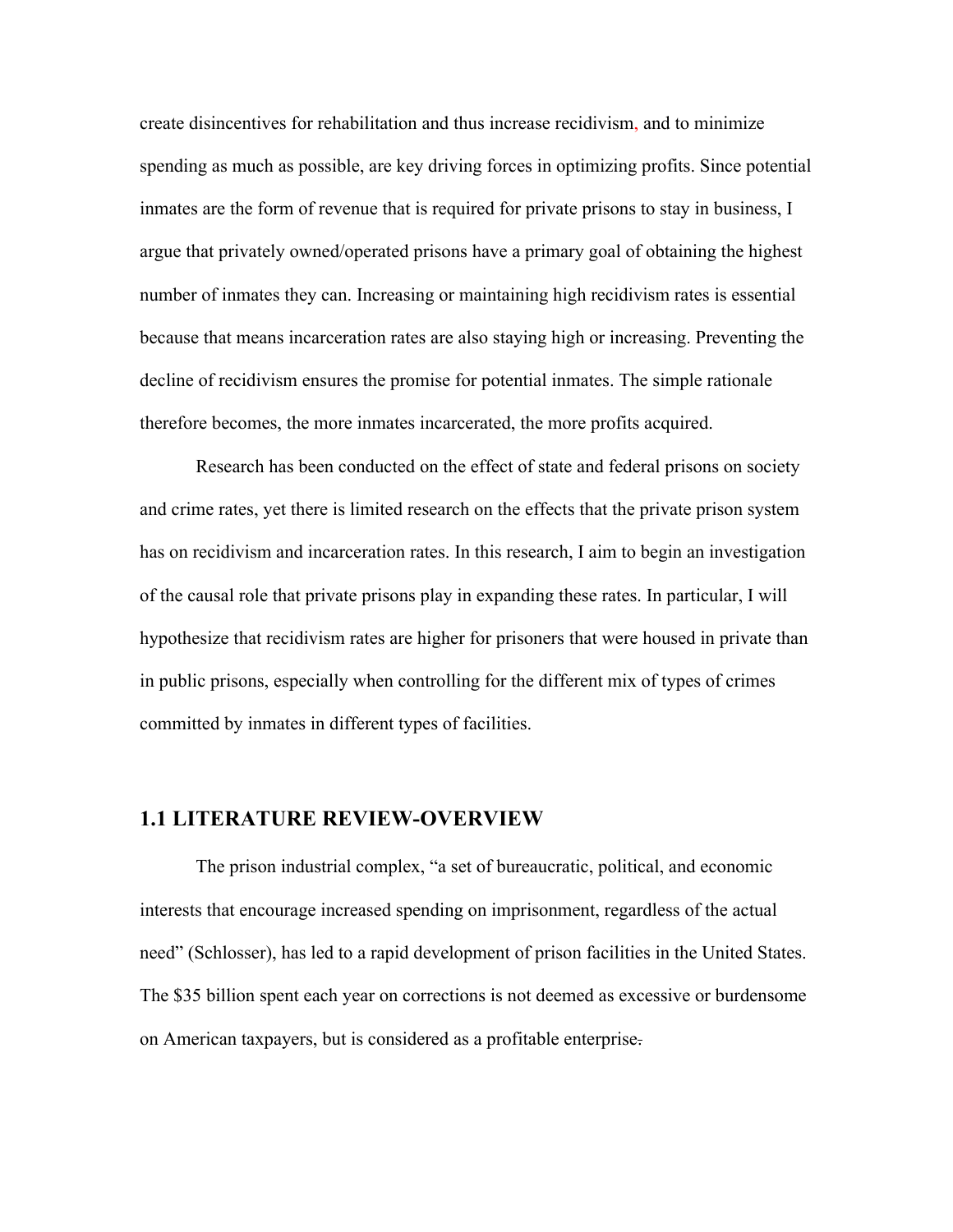create disincentives for rehabilitation and thus increase recidivism, and to minimize spending as much as possible, are key driving forces in optimizing profits. Since potential inmates are the form of revenue that is required for private prisons to stay in business, I argue that privately owned/operated prisons have a primary goal of obtaining the highest number of inmates they can. Increasing or maintaining high recidivism rates is essential because that means incarceration rates are also staying high or increasing. Preventing the decline of recidivism ensures the promise for potential inmates. The simple rationale therefore becomes, the more inmates incarcerated, the more profits acquired.

Research has been conducted on the effect of state and federal prisons on society and crime rates, yet there is limited research on the effects that the private prison system has on recidivism and incarceration rates. In this research, I aim to begin an investigation of the causal role that private prisons play in expanding these rates. In particular, I will hypothesize that recidivism rates are higher for prisoners that were housed in private than in public prisons, especially when controlling for the different mix of types of crimes committed by inmates in different types of facilities.

## 1.1 LITERATURE REVIEW-OVERVIEW

The prison industrial complex, "a set of bureaucratic, political, and economic interests that encourage increased spending on imprisonment, regardless of the actual need" (Schlosser), has led to a rapid development of prison facilities in the United States. The $35 billion spent each year on corrections is not deemed as excessive or burdensome on American taxpayers, but is considered as a profitable enterprise.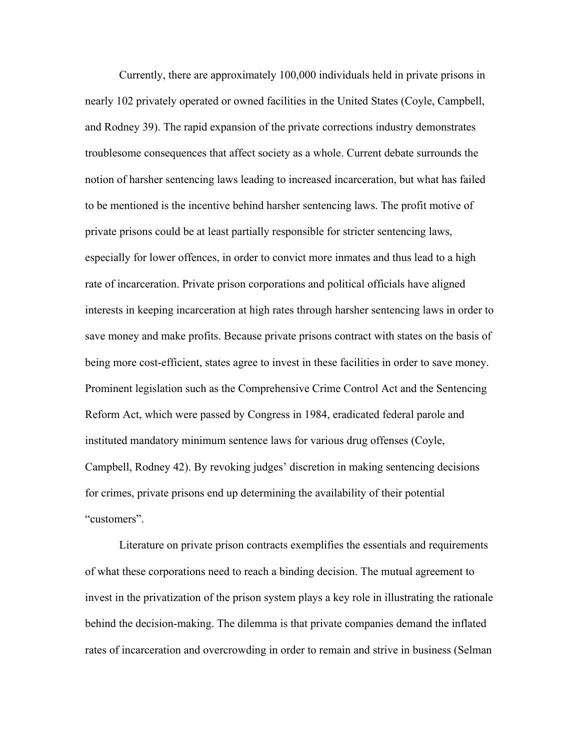Currently, there are approximately 100,000 individuals held in private prisons in nearly 102 privately operated or owned facilities in the United States (Coyle, Campbell, and Rodney 39). The rapid expansion of the private corrections industry demonstrates troublesome consequences that affect society as a whole. Current debate surrounds the notion of harsher sentencing laws leading to increased incarceration, but what has failed to be mentioned is the incentive behind harsher sentencing laws. The profit motive of private prisons could be at least partially responsible for stricter sentencing laws, especially for lower offences, in order to convict more inmates and thus lead to a high rate of incarceration. Private prison corporations and political officials have aligned interests in keeping incarceration at high rates through harsher sentencing laws in order to save money and make profits. Because private prisons contract with states on the basis of being more cost-efficient, states agree to invest in these facilities in order to save money. Prominent legislation such as the Comprehensive Crime Control Act and the Sentencing Reform Act, which were passed by Congress in 1984, eradicated federal parole and instituted mandatory minimum sentence laws for various drug offenses (Coyle, Campbell, Rodney 42). By revoking judges' discretion in making sentencing decisions for crimes, private prisons end up determining the availability of their potential "customers".

Literature on private prison contracts exemplifies the essentials and requirements of what these corporations need to reach a binding decision. The mutual agreement to invest in the privatization of the prison system plays a key role in illustrating the rationale behind the decision-making. The dilemma is that private companies demand the inflated rates of incarceration and overcrowding in order to remain and strive in business (Selman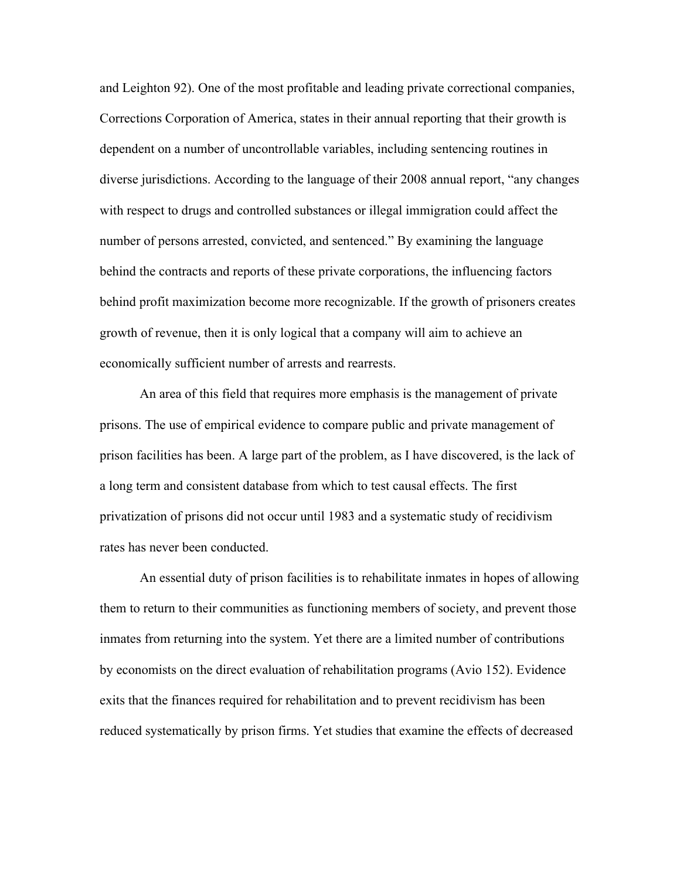and Leighton 92). One of the most profitable and leading private correctional companies, Corrections Corporation of America, states in their annual reporting that their growth is dependent on a number of uncontrollable variables, including sentencing routines in diverse jurisdictions. According to the language of their 2008 annual report, "any changes with respect to drugs and controlled substances or illegal immigration could affect the number of persons arrested, convicted, and sentenced." By examining the language behind the contracts and reports of these private corporations, the influencing factors behind profit maximization become more recognizable. If the growth of prisoners creates growth of revenue, then it is only logical that a company will aim to achieve an economically sufficient number of arrests and rearrests.

An area of this field that requires more emphasis is the management of private prisons. The use of empirical evidence to compare public and private management of prison facilities has been. A large part of the problem, as I have discovered, is the lack of a long term and consistent database from which to test causal effects. The first privatization of prisons did not occur until 1983 and a systematic study of recidivism rates has never been conducted.

An essential duty of prison facilities is to rehabilitate inmates in hopes of allowing them to return to their communities as functioning members of society, and prevent those inmates from returning into the system. Yet there are a limited number of contributions by economists on the direct evaluation of rehabilitation programs (Avio 152). Evidence exits that the finances required for rehabilitation and to prevent recidivism has been reduced systematically by prison firms. Yet studies that examine the effects of decreased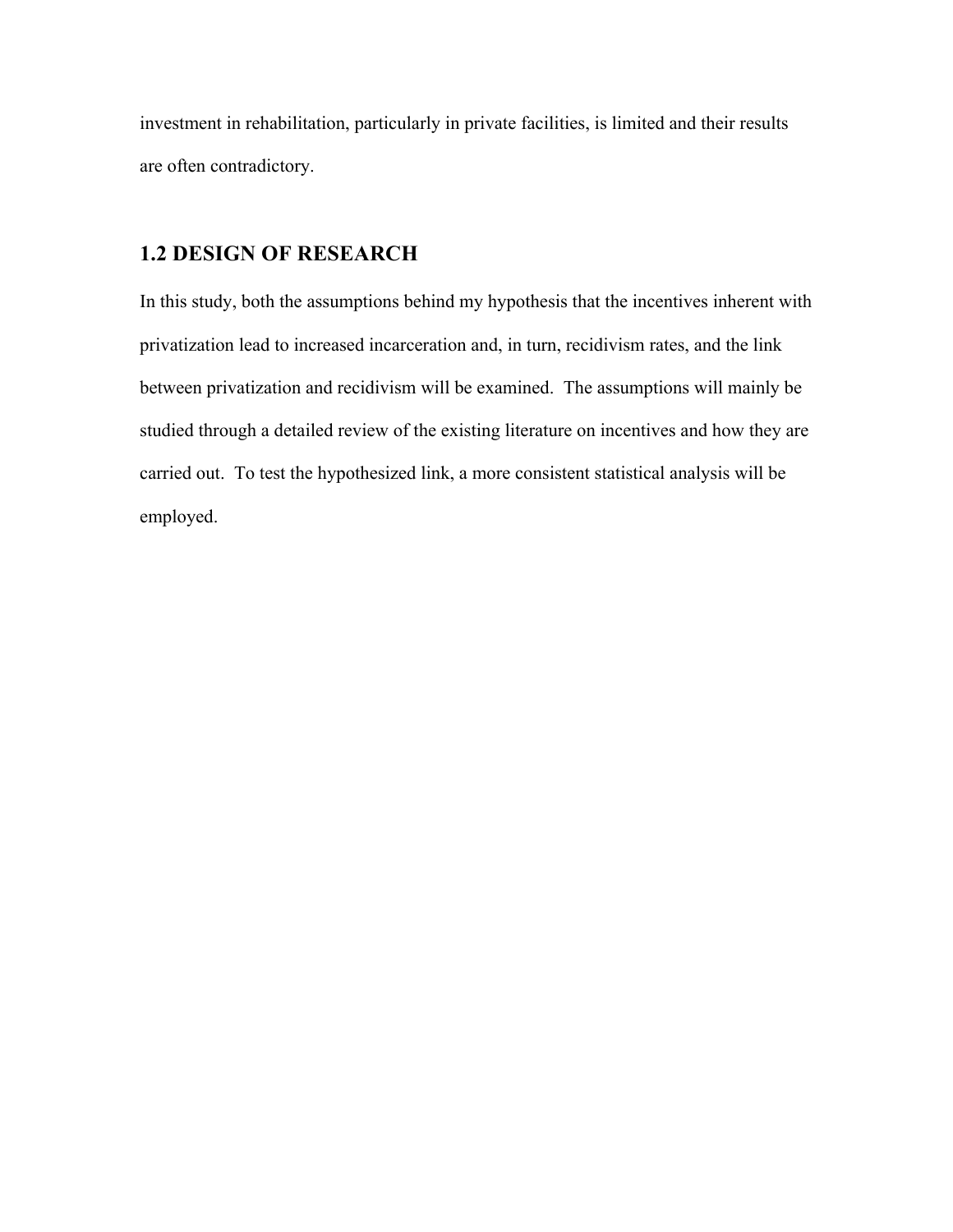investment in rehabilitation, particularly in private facilities, is limited and their results are often contradictory.

## 1.2 DESIGN OF RESEARCH

In this study, both the assumptions behind my hypothesis that the incentives inherent with privatization lead to increased incarceration and, in turn, recidivism rates, and the link between privatization and recidivism will be examined. The assumptions will mainly be studied through a detailed review of the existing literature on incentives and how they are carried out. To test the hypothesized link, a more consistent statistical analysis will be employed.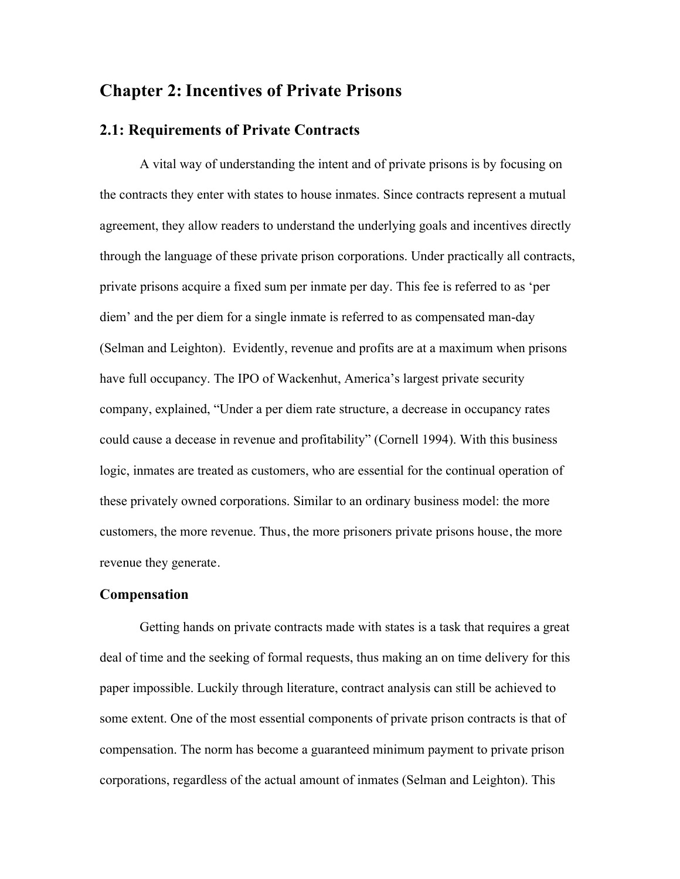# Chapter 2: Incentives of Private Prisons

## 2.1: Requirements of Private Contracts

A vital way of understanding the intent and of private prisons is by focusing on the contracts they enter with states to house inmates. Since contracts represent a mutual agreement, they allow readers to understand the underlying goals and incentives directly through the language of these private prison corporations. Under practically all contracts, private prisons acquire a fixed sum per inmate per day. This fee is referred to as 'per diem' and the per diem for a single inmate is referred to as compensated man-day (Selman and Leighton). Evidently, revenue and profits are at a maximum when prisons have full occupancy. The IPO of Wackenhut, America's largest private security company, explained, "Under a per diem rate structure, a decrease in occupancy rates could cause a decease in revenue and profitability" (Cornell 1994). With this business logic, inmates are treated as customers, who are essential for the continual operation of these privately owned corporations. Similar to an ordinary business model: the more customers, the more revenue. Thus, the more prisoners private prisons house, the more revenue they generate.

### Compensation

Getting hands on private contracts made with states is a task that requires a great deal of time and the seeking of formal requests, thus making an on time delivery for this paper impossible. Luckily through literature, contract analysis can still be achieved to some extent. One of the most essential components of private prison contracts is that of compensation. The norm has become a guaranteed minimum payment to private prison corporations, regardless of the actual amount of inmates (Selman and Leighton). This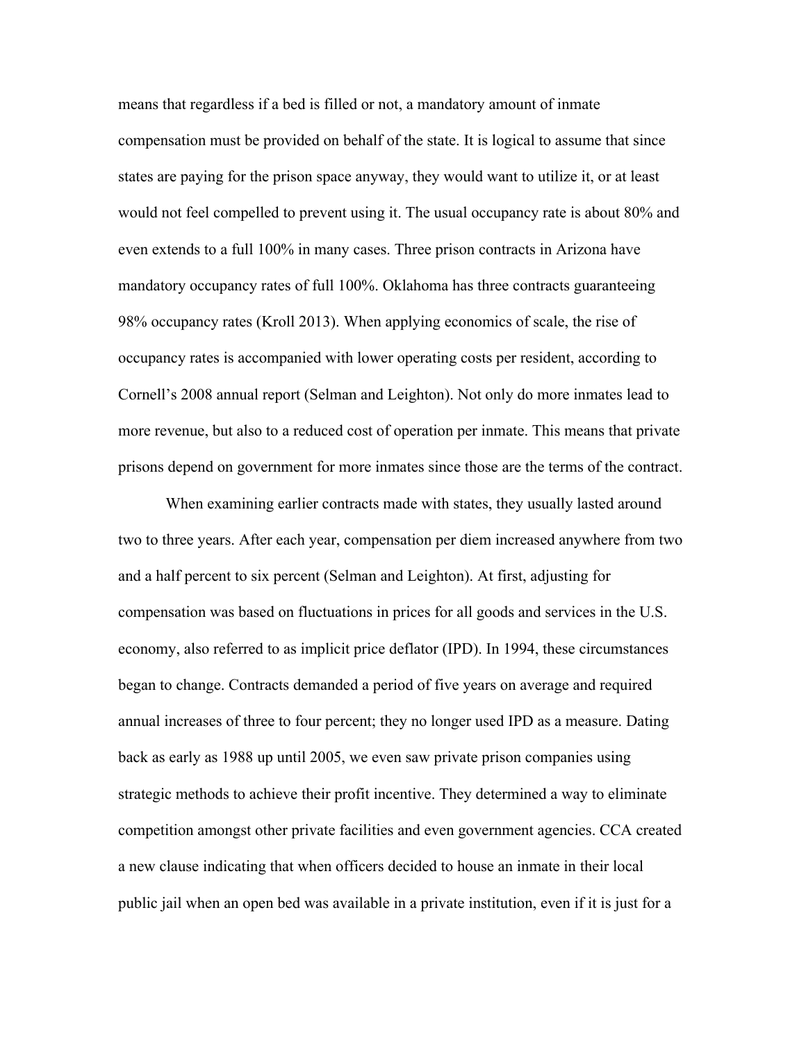means that regardless if a bed is filled or not, a mandatory amount of inmate compensation must be provided on behalf of the state. It is logical to assume that since states are paying for the prison space anyway, they would want to utilize it, or at least would not feel compelled to prevent using it. The usual occupancy rate is about 80% and even extends to a full 100% in many cases. Three prison contracts in Arizona have mandatory occupancy rates of full 100%. Oklahoma has three contracts guaranteeing 98% occupancy rates (Kroll 2013). When applying economics of scale, the rise of occupancy rates is accompanied with lower operating costs per resident, according to Cornell's 2008 annual report (Selman and Leighton). Not only do more inmates lead to more revenue, but also to a reduced cost of operation per inmate. This means that private prisons depend on government for more inmates since those are the terms of the contract.

When examining earlier contracts made with states, they usually lasted around two to three years. After each year, compensation per diem increased anywhere from two and a half percent to six percent (Selman and Leighton). At first, adjusting for compensation was based on fluctuations in prices for all goods and services in the U.S. economy, also referred to as implicit price deflator (IPD). In 1994, these circumstances began to change. Contracts demanded a period of five years on average and required annual increases of three to four percent; they no longer used IPD as a measure. Dating back as early as 1988 up until 2005, we even saw private prison companies using strategic methods to achieve their profit incentive. They determined a way to eliminate competition amongst other private facilities and even government agencies. CCA created a new clause indicating that when officers decided to house an inmate in their local public jail when an open bed was available in a private institution, even if it is just for a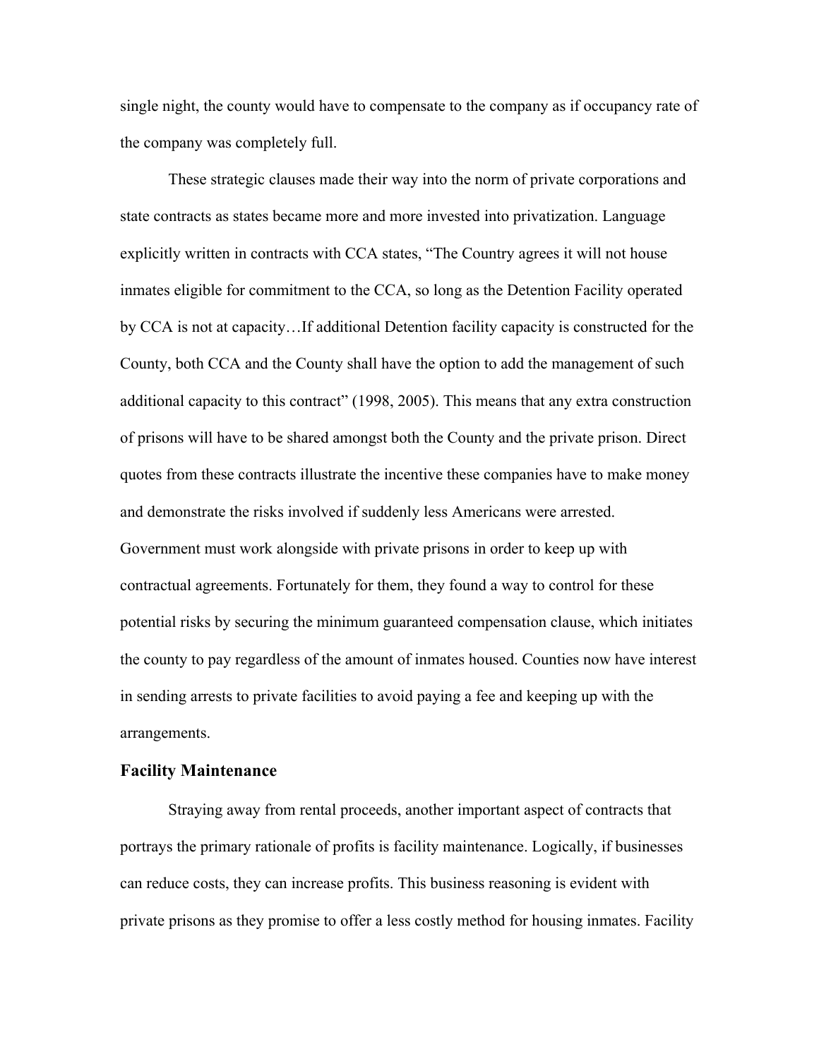single night, the county would have to compensate to the company as if occupancy rate of the company was completely full.

These strategic clauses made their way into the norm of private corporations and state contracts as states became more and more invested into privatization. Language explicitly written in contracts with CCA states, "The Country agrees it will not house inmates eligible for commitment to the CCA, so long as the Detention Facility operated by CCA is not at capacity…If additional Detention facility capacity is constructed for the County, both CCA and the County shall have the option to add the management of such additional capacity to this contract" (1998, 2005). This means that any extra construction of prisons will have to be shared amongst both the County and the private prison. Direct quotes from these contracts illustrate the incentive these companies have to make money and demonstrate the risks involved if suddenly less Americans were arrested. Government must work alongside with private prisons in order to keep up with contractual agreements. Fortunately for them, they found a way to control for these potential risks by securing the minimum guaranteed compensation clause, which initiates the county to pay regardless of the amount of inmates housed. Counties now have interest in sending arrests to private facilities to avoid paying a fee and keeping up with the arrangements.

### Facility Maintenance

Straying away from rental proceeds, another important aspect of contracts that portrays the primary rationale of profits is facility maintenance. Logically, if businesses can reduce costs, they can increase profits. This business reasoning is evident with private prisons as they promise to offer a less costly method for housing inmates. Facility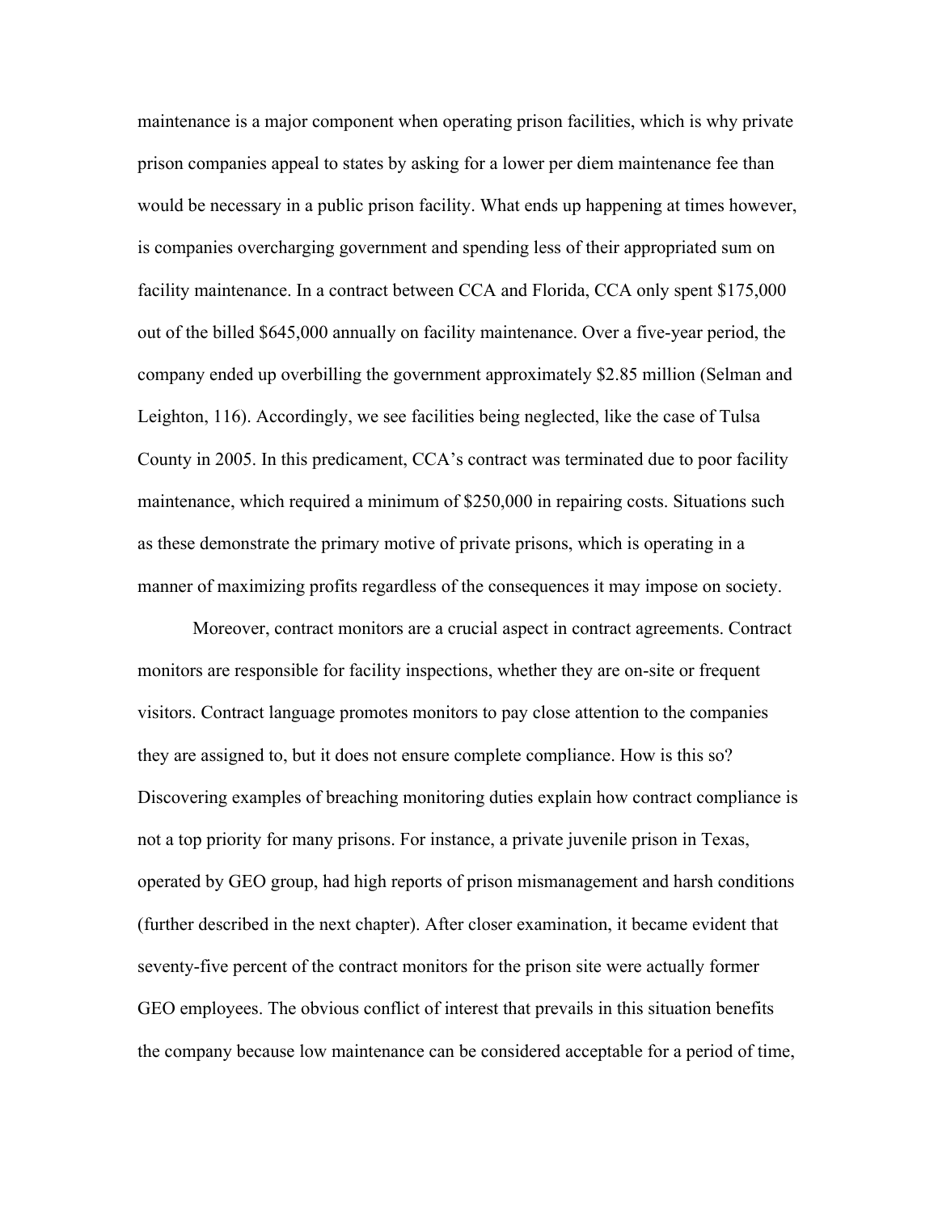maintenance is a major component when operating prison facilities, which is why private prison companies appeal to states by asking for a lower per diem maintenance fee than would be necessary in a public prison facility. What ends up happening at times however, is companies overcharging government and spending less of their appropriated sum on facility maintenance. In a contract between CCA and Florida, CCA only spent $175,000 out of the billed $645,000 annually on facility maintenance. Over a five-year period, the company ended up overbilling the government approximately $2.85 million (Selman and Leighton, 116). Accordingly, we see facilities being neglected, like the case of Tulsa County in 2005. In this predicament, CCA's contract was terminated due to poor facility maintenance, which required a minimum of $250,000 in repairing costs. Situations such as these demonstrate the primary motive of private prisons, which is operating in a manner of maximizing profits regardless of the consequences it may impose on society.

Moreover, contract monitors are a crucial aspect in contract agreements. Contract monitors are responsible for facility inspections, whether they are on-site or frequent visitors. Contract language promotes monitors to pay close attention to the companies they are assigned to, but it does not ensure complete compliance. How is this so? Discovering examples of breaching monitoring duties explain how contract compliance is not a top priority for many prisons. For instance, a private juvenile prison in Texas, operated by GEO group, had high reports of prison mismanagement and harsh conditions (further described in the next chapter). After closer examination, it became evident that seventy-five percent of the contract monitors for the prison site were actually former GEO employees. The obvious conflict of interest that prevails in this situation benefits the company because low maintenance can be considered acceptable for a period of time,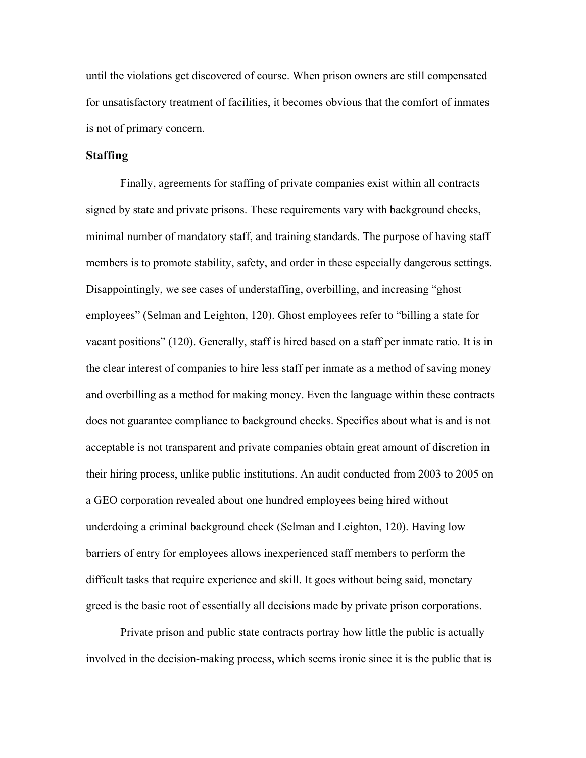until the violations get discovered of course. When prison owners are still compensated for unsatisfactory treatment of facilities, it becomes obvious that the comfort of inmates is not of primary concern.

### Staffing

Finally, agreements for staffing of private companies exist within all contracts signed by state and private prisons. These requirements vary with background checks, minimal number of mandatory staff, and training standards. The purpose of having staff members is to promote stability, safety, and order in these especially dangerous settings. Disappointingly, we see cases of understaffing, overbilling, and increasing "ghost employees" (Selman and Leighton, 120). Ghost employees refer to "billing a state for vacant positions" (120). Generally, staff is hired based on a staff per inmate ratio. It is in the clear interest of companies to hire less staff per inmate as a method of saving money and overbilling as a method for making money. Even the language within these contracts does not guarantee compliance to background checks. Specifics about what is and is not acceptable is not transparent and private companies obtain great amount of discretion in their hiring process, unlike public institutions. An audit conducted from 2003 to 2005 on a GEO corporation revealed about one hundred employees being hired without underdoing a criminal background check (Selman and Leighton, 120). Having low barriers of entry for employees allows inexperienced staff members to perform the difficult tasks that require experience and skill. It goes without being said, monetary greed is the basic root of essentially all decisions made by private prison corporations.

Private prison and public state contracts portray how little the public is actually involved in the decision-making process, which seems ironic since it is the public that is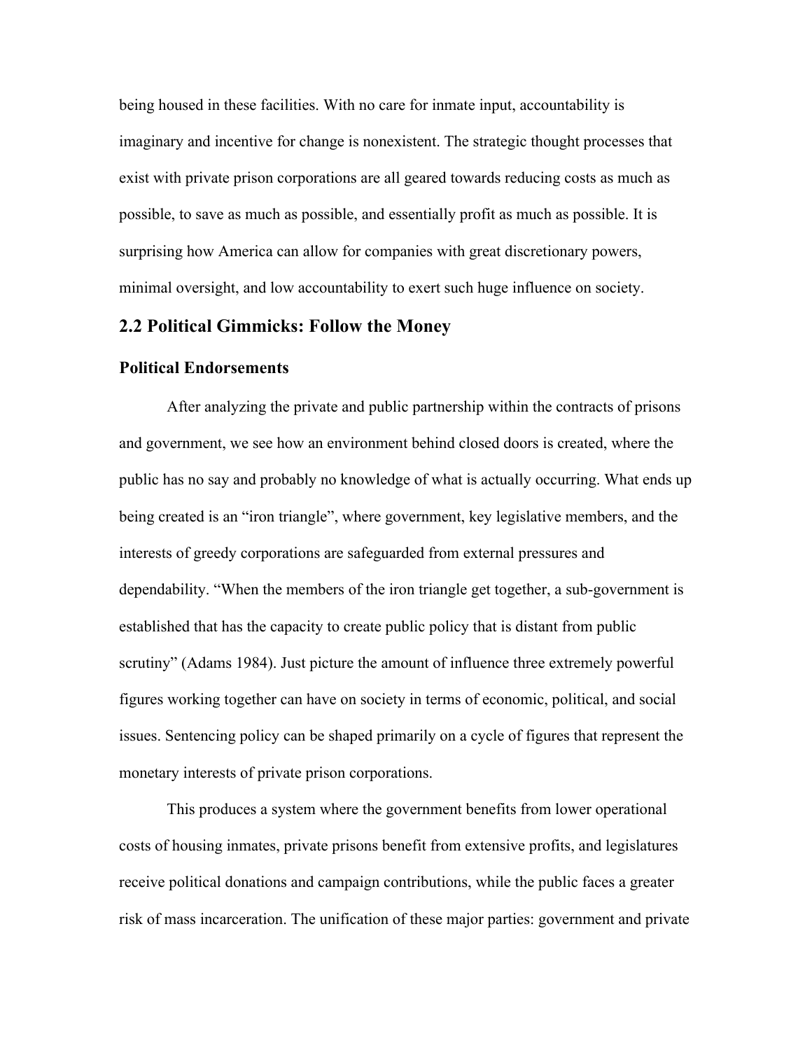being housed in these facilities. With no care for inmate input, accountability is imaginary and incentive for change is nonexistent. The strategic thought processes that exist with private prison corporations are all geared towards reducing costs as much as possible, to save as much as possible, and essentially profit as much as possible. It is surprising how America can allow for companies with great discretionary powers, minimal oversight, and low accountability to exert such huge influence on society.

## 2.2 Political Gimmicks: Follow the Money

### Political Endorsements

After analyzing the private and public partnership within the contracts of prisons and government, we see how an environment behind closed doors is created, where the public has no say and probably no knowledge of what is actually occurring. What ends up being created is an "iron triangle", where government, key legislative members, and the interests of greedy corporations are safeguarded from external pressures and dependability. "When the members of the iron triangle get together, a sub-government is established that has the capacity to create public policy that is distant from public scrutiny" (Adams 1984). Just picture the amount of influence three extremely powerful figures working together can have on society in terms of economic, political, and social issues. Sentencing policy can be shaped primarily on a cycle of figures that represent the monetary interests of private prison corporations.

This produces a system where the government benefits from lower operational costs of housing inmates, private prisons benefit from extensive profits, and legislatures receive political donations and campaign contributions, while the public faces a greater risk of mass incarceration. The unification of these major parties: government and private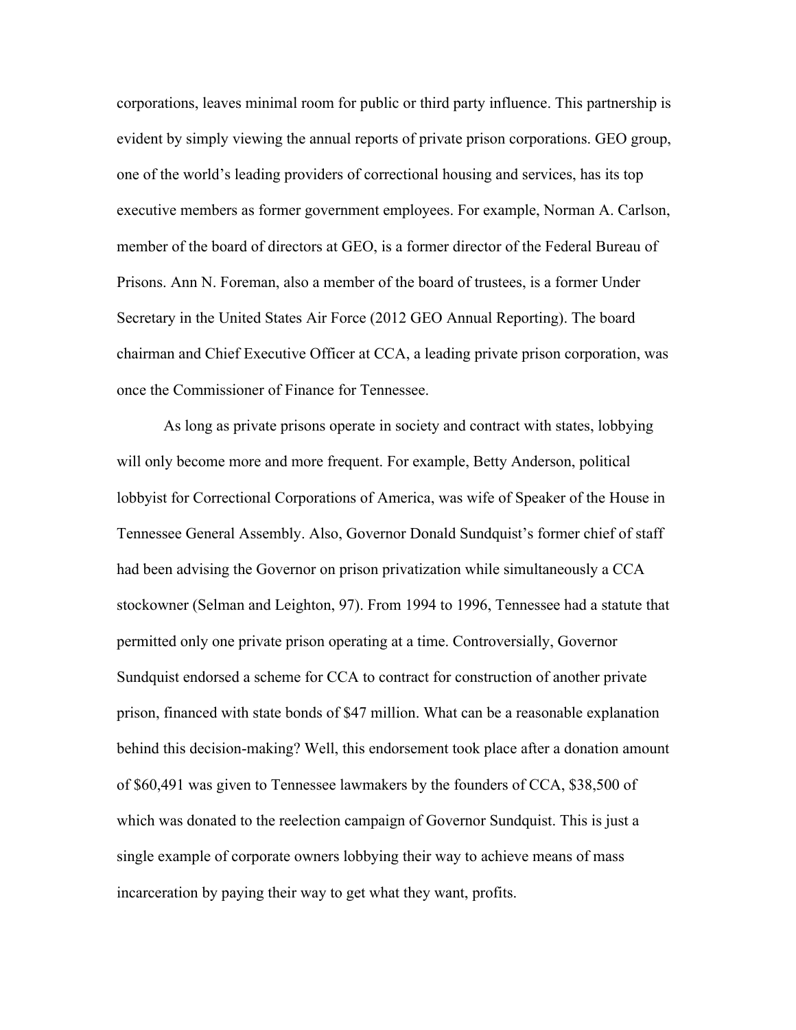corporations, leaves minimal room for public or third party influence. This partnership is evident by simply viewing the annual reports of private prison corporations. GEO group, one of the world's leading providers of correctional housing and services, has its top executive members as former government employees. For example, Norman A. Carlson, member of the board of directors at GEO, is a former director of the Federal Bureau of Prisons. Ann N. Foreman, also a member of the board of trustees, is a former Under Secretary in the United States Air Force (2012 GEO Annual Reporting). The board chairman and Chief Executive Officer at CCA, a leading private prison corporation, was once the Commissioner of Finance for Tennessee.

As long as private prisons operate in society and contract with states, lobbying will only become more and more frequent. For example, Betty Anderson, political lobbyist for Correctional Corporations of America, was wife of Speaker of the House in Tennessee General Assembly. Also, Governor Donald Sundquist's former chief of staff had been advising the Governor on prison privatization while simultaneously a CCA stockowner (Selman and Leighton, 97). From 1994 to 1996, Tennessee had a statute that permitted only one private prison operating at a time. Controversially, Governor Sundquist endorsed a scheme for CCA to contract for construction of another private prison, financed with state bonds of $47 million. What can be a reasonable explanation behind this decision-making? Well, this endorsement took place after a donation amount of $60,491 was given to Tennessee lawmakers by the founders of CCA, $38,500 of which was donated to the reelection campaign of Governor Sundquist. This is just a single example of corporate owners lobbying their way to achieve means of mass incarceration by paying their way to get what they want, profits.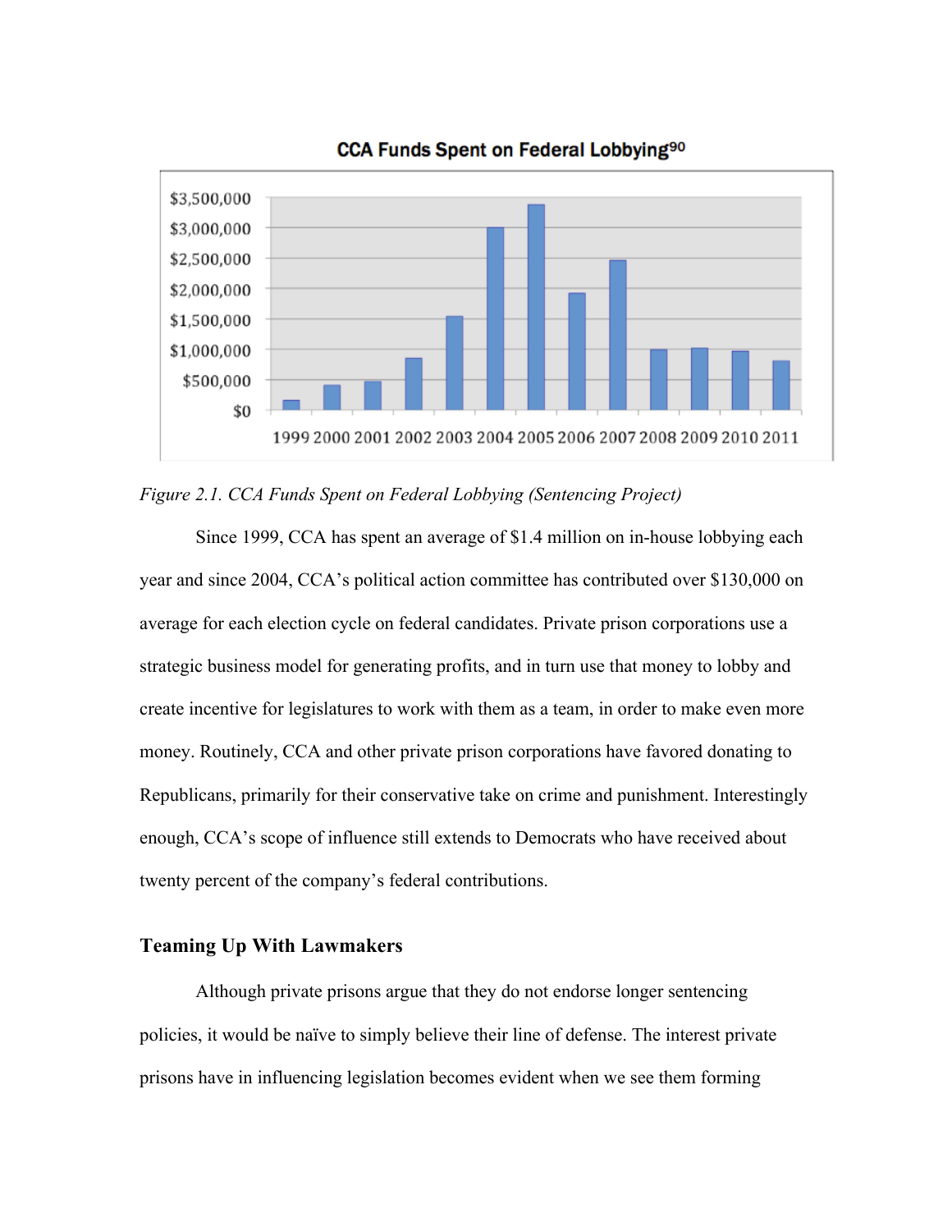**CCA Funds Spent on Federal Lobbying**[90]

*Figure 2.1. CCA Funds Spent on Federal Lobbying (Sentencing Project)*

Since 1999, CCA has spent an average of $1.4 million on in-house lobbying each year and since 2004, CCA's political action committee has contributed over $130,000 on average for each election cycle on federal candidates. Private prison corporations use a strategic business model for generating profits, and in turn use that money to lobby and create incentive for legislatures to work with them as a team, in order to make even more money. Routinely, CCA and other private prison corporations have favored donating to Republicans, primarily for their conservative take on crime and punishment. Interestingly enough, CCA's scope of influence still extends to Democrats who have received about twenty percent of the company's federal contributions.

### Teaming Up With Lawmakers

Although private prisons argue that they do not endorse longer sentencing policies, it would be naïve to simply believe their line of defense. The interest private prisons have in influencing legislation becomes evident when we see them forming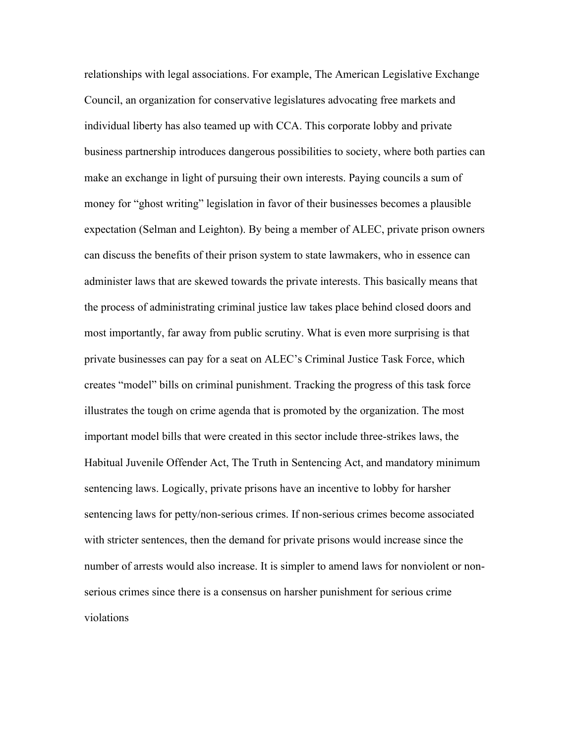relationships with legal associations. For example, The American Legislative Exchange Council, an organization for conservative legislatures advocating free markets and individual liberty has also teamed up with CCA. This corporate lobby and private business partnership introduces dangerous possibilities to society, where both parties can make an exchange in light of pursuing their own interests. Paying councils a sum of money for "ghost writing" legislation in favor of their businesses becomes a plausible expectation (Selman and Leighton). By being a member of ALEC, private prison owners can discuss the benefits of their prison system to state lawmakers, who in essence can administer laws that are skewed towards the private interests. This basically means that the process of administrating criminal justice law takes place behind closed doors and most importantly, far away from public scrutiny. What is even more surprising is that private businesses can pay for a seat on ALEC's Criminal Justice Task Force, which creates "model" bills on criminal punishment. Tracking the progress of this task force illustrates the tough on crime agenda that is promoted by the organization. The most important model bills that were created in this sector include three-strikes laws, the Habitual Juvenile Offender Act, The Truth in Sentencing Act, and mandatory minimum sentencing laws. Logically, private prisons have an incentive to lobby for harsher sentencing laws for petty/non-serious crimes. If non-serious crimes become associated with stricter sentences, then the demand for private prisons would increase since the number of arrests would also increase. It is simpler to amend laws for nonviolent or non-serious crimes since there is a consensus on harsher punishment for serious crime violations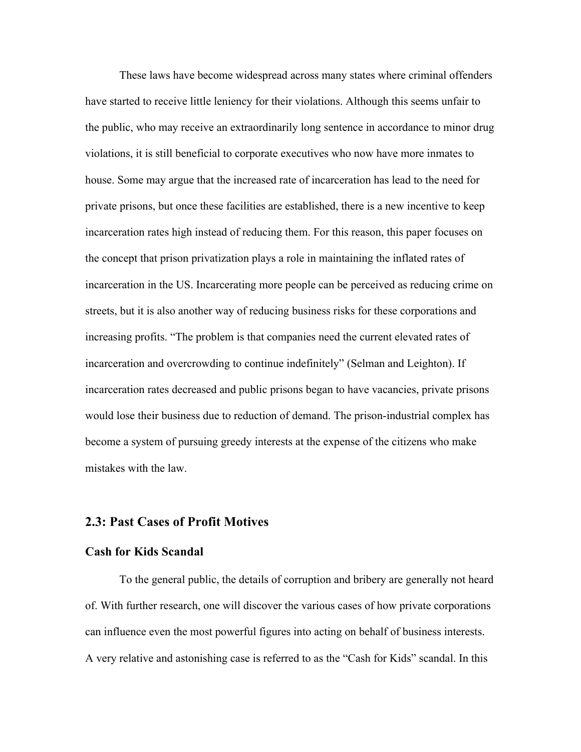These laws have become widespread across many states where criminal offenders have started to receive little leniency for their violations. Although this seems unfair to the public, who may receive an extraordinarily long sentence in accordance to minor drug violations, it is still beneficial to corporate executives who now have more inmates to house. Some may argue that the increased rate of incarceration has lead to the need for private prisons, but once these facilities are established, there is a new incentive to keep incarceration rates high instead of reducing them. For this reason, this paper focuses on the concept that prison privatization plays a role in maintaining the inflated rates of incarceration in the US. Incarcerating more people can be perceived as reducing crime on streets, but it is also another way of reducing business risks for these corporations and increasing profits. "The problem is that companies need the current elevated rates of incarceration and overcrowding to continue indefinitely" (Selman and Leighton). If incarceration rates decreased and public prisons began to have vacancies, private prisons would lose their business due to reduction of demand. The prison-industrial complex has become a system of pursuing greedy interests at the expense of the citizens who make mistakes with the law.

## 2.3: Past Cases of Profit Motives

### Cash for Kids Scandal

To the general public, the details of corruption and bribery are generally not heard of. With further research, one will discover the various cases of how private corporations can influence even the most powerful figures into acting on behalf of business interests. A very relative and astonishing case is referred to as the "Cash for Kids" scandal. In this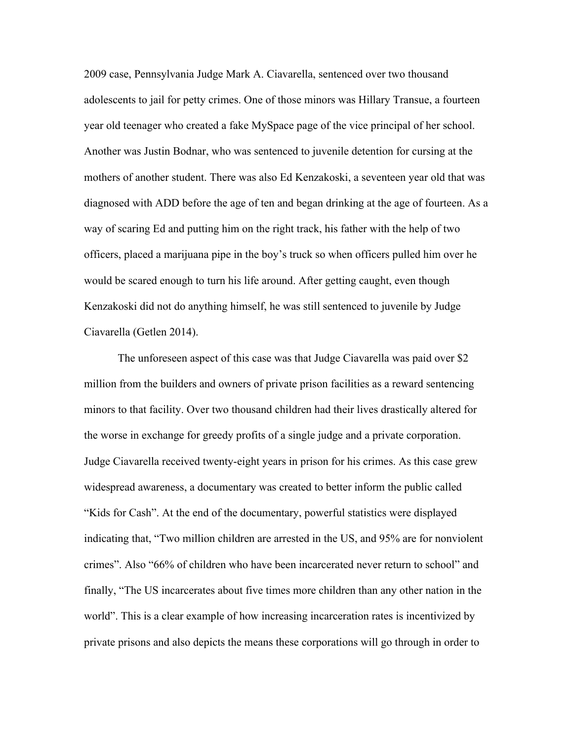2009 case, Pennsylvania Judge Mark A. Ciavarella, sentenced over two thousand adolescents to jail for petty crimes. One of those minors was Hillary Transue, a fourteen year old teenager who created a fake MySpace page of the vice principal of her school. Another was Justin Bodnar, who was sentenced to juvenile detention for cursing at the mothers of another student. There was also Ed Kenzakoski, a seventeen year old that was diagnosed with ADD before the age of ten and began drinking at the age of fourteen. As a way of scaring Ed and putting him on the right track, his father with the help of two officers, placed a marijuana pipe in the boy's truck so when officers pulled him over he would be scared enough to turn his life around. After getting caught, even though Kenzakoski did not do anything himself, he was still sentenced to juvenile by Judge Ciavarella (Getlen 2014).

The unforeseen aspect of this case was that Judge Ciavarella was paid over $2 million from the builders and owners of private prison facilities as a reward sentencing minors to that facility. Over two thousand children had their lives drastically altered for the worse in exchange for greedy profits of a single judge and a private corporation. Judge Ciavarella received twenty-eight years in prison for his crimes. As this case grew widespread awareness, a documentary was created to better inform the public called "Kids for Cash". At the end of the documentary, powerful statistics were displayed indicating that, "Two million children are arrested in the US, and 95% are for nonviolent crimes". Also "66% of children who have been incarcerated never return to school" and finally, "The US incarcerates about five times more children than any other nation in the world". This is a clear example of how increasing incarceration rates is incentivized by private prisons and also depicts the means these corporations will go through in order to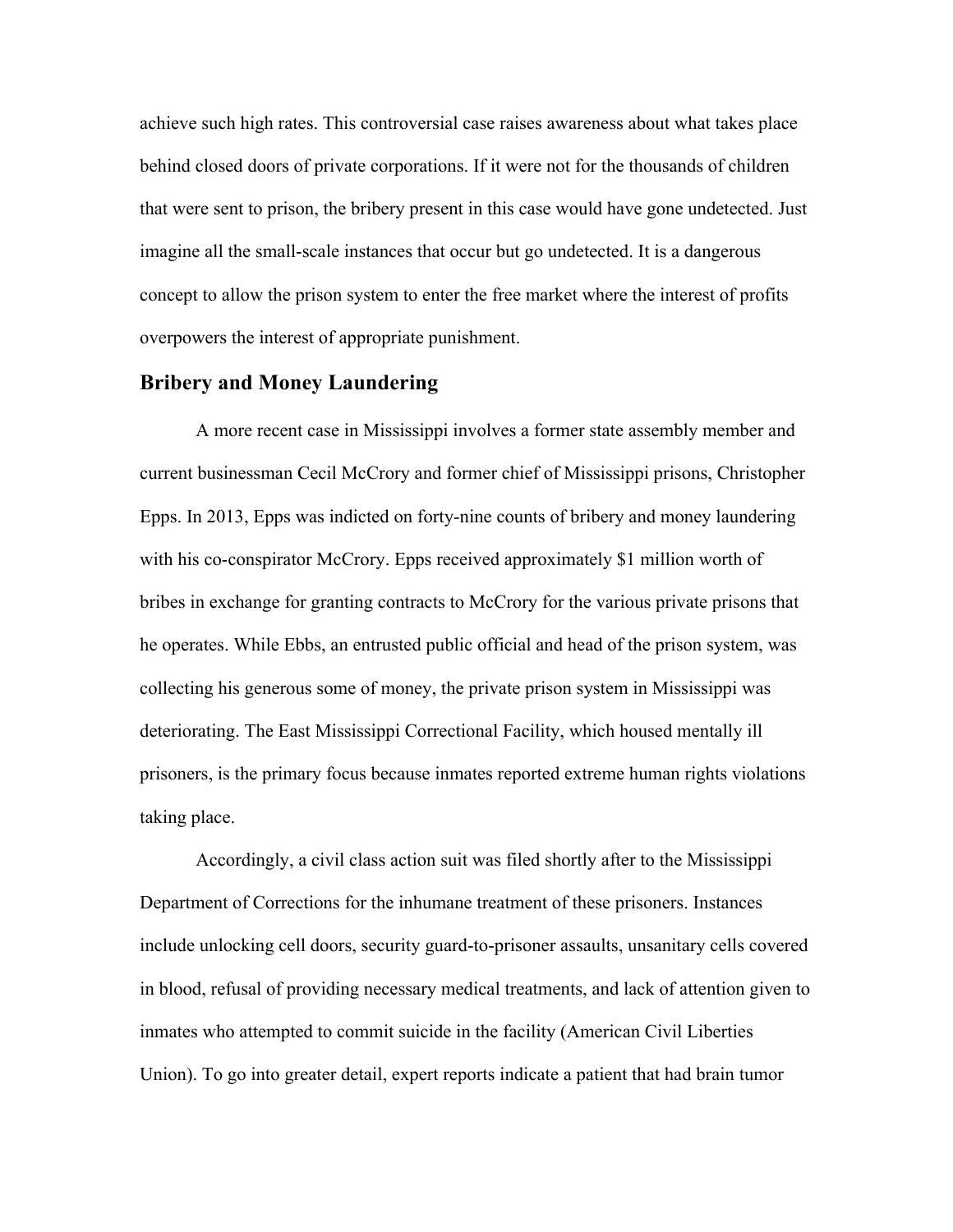achieve such high rates. This controversial case raises awareness about what takes place behind closed doors of private corporations. If it were not for the thousands of children that were sent to prison, the bribery present in this case would have gone undetected. Just imagine all the small-scale instances that occur but go undetected. It is a dangerous concept to allow the prison system to enter the free market where the interest of profits overpowers the interest of appropriate punishment.

## Bribery and Money Laundering

A more recent case in Mississippi involves a former state assembly member and current businessman Cecil McCrory and former chief of Mississippi prisons, Christopher Epps. In 2013, Epps was indicted on forty-nine counts of bribery and money laundering with his co-conspirator McCrory. Epps received approximately $1 million worth of bribes in exchange for granting contracts to McCrory for the various private prisons that he operates. While Ebbs, an entrusted public official and head of the prison system, was collecting his generous some of money, the private prison system in Mississippi was deteriorating. The East Mississippi Correctional Facility, which housed mentally ill prisoners, is the primary focus because inmates reported extreme human rights violations taking place.

Accordingly, a civil class action suit was filed shortly after to the Mississippi Department of Corrections for the inhumane treatment of these prisoners. Instances include unlocking cell doors, security guard-to-prisoner assaults, unsanitary cells covered in blood, refusal of providing necessary medical treatments, and lack of attention given to inmates who attempted to commit suicide in the facility (American Civil Liberties Union). To go into greater detail, expert reports indicate a patient that had brain tumor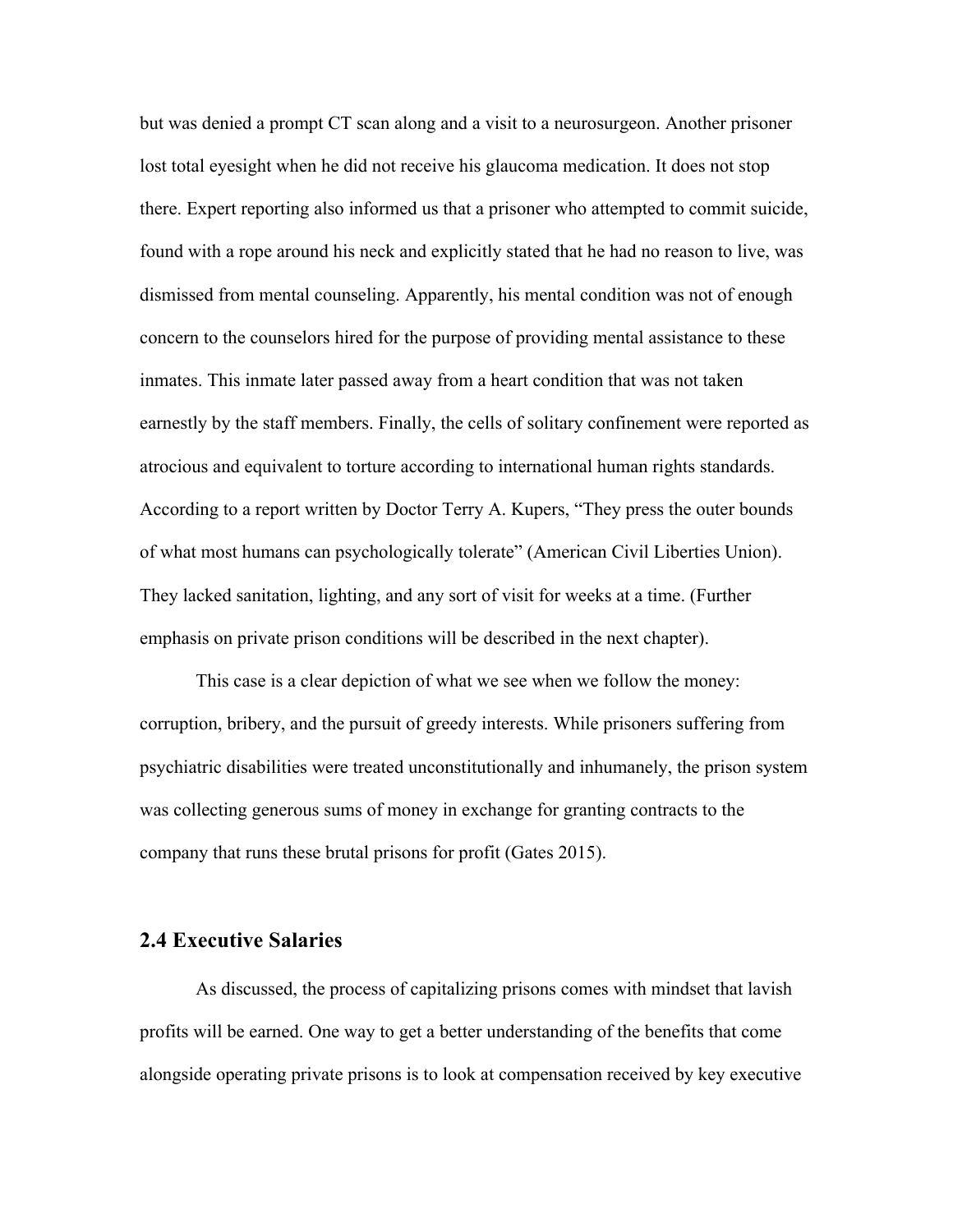but was denied a prompt CT scan along and a visit to a neurosurgeon. Another prisoner lost total eyesight when he did not receive his glaucoma medication. It does not stop there. Expert reporting also informed us that a prisoner who attempted to commit suicide, found with a rope around his neck and explicitly stated that he had no reason to live, was dismissed from mental counseling. Apparently, his mental condition was not of enough concern to the counselors hired for the purpose of providing mental assistance to these inmates. This inmate later passed away from a heart condition that was not taken earnestly by the staff members. Finally, the cells of solitary confinement were reported as atrocious and equivalent to torture according to international human rights standards. According to a report written by Doctor Terry A. Kupers, "They press the outer bounds of what most humans can psychologically tolerate" (American Civil Liberties Union). They lacked sanitation, lighting, and any sort of visit for weeks at a time. (Further emphasis on private prison conditions will be described in the next chapter).

This case is a clear depiction of what we see when we follow the money: corruption, bribery, and the pursuit of greedy interests. While prisoners suffering from psychiatric disabilities were treated unconstitutionally and inhumanely, the prison system was collecting generous sums of money in exchange for granting contracts to the company that runs these brutal prisons for profit (Gates 2015).

## 2.4 Executive Salaries

As discussed, the process of capitalizing prisons comes with mindset that lavish profits will be earned. One way to get a better understanding of the benefits that come alongside operating private prisons is to look at compensation received by key executive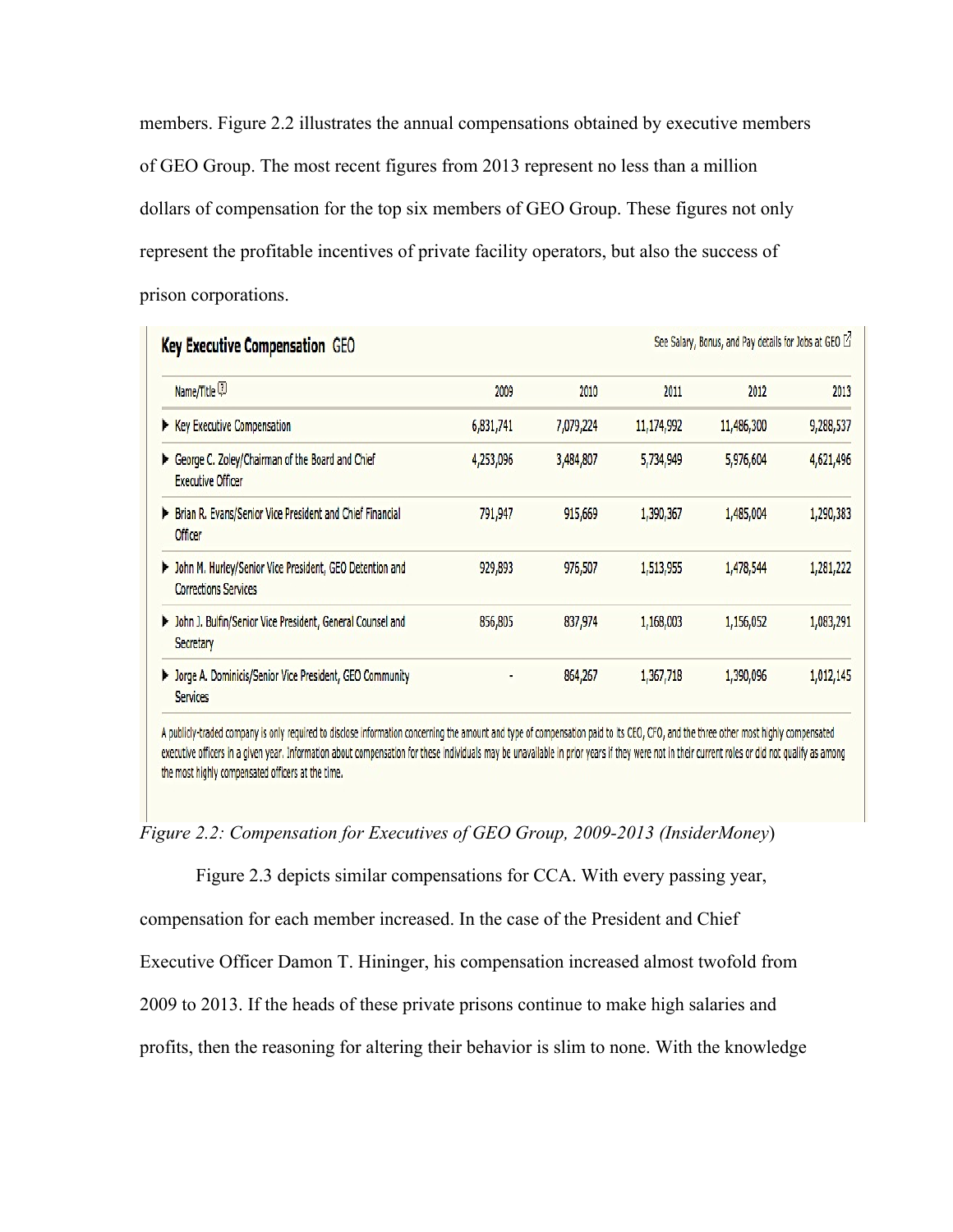members. Figure 2.2 illustrates the annual compensations obtained by executive members of GEO Group. The most recent figures from 2013 represent no less than a million dollars of compensation for the top six members of GEO Group. These figures not only represent the profitable incentives of private facility operators, but also the success of prison corporations.

**Key Executive Compensation** GEO

See Salary, Bonus, and Pay details for Jobs at GEO

| Name/Title | 2009 | 2010 | 2011 | 2012 | 2013 |
|---|---|---|---|---|---|
| Key Executive Compensation | 6,831,741 | 7,079,224 | 11,174,992 | 11,486,300 | 9,288,537 |
| George C. Zoley/Chairman of the Board and Chief Executive Officer | 4,253,096 | 3,484,807 | 5,734,949 | 5,976,604 | 4,621,496 |
| Brian R. Evans/Senior Vice President and Chief Financial Officer | 791,947 | 915,669 | 1,390,367 | 1,485,004 | 1,290,383 |
| John M. Hurley/Senior Vice President, GEO Detention and Corrections Services | 929,893 | 976,507 | 1,513,955 | 1,478,544 | 1,281,222 |
| John J. Bulfin/Senior Vice President, General Counsel and Secretary | 856,805 | 837,974 | 1,168,003 | 1,156,052 | 1,083,291 |
| Jorge A. Dominicis/Senior Vice President, GEO Community Services | - | 864,267 | 1,367,718 | 1,390,096 | 1,012,145 |

A publicly-traded company is only required to disclose information concerning the amount and type of compensation paid to its CEO, CFO, and the three other most highly compensated executive officers in a given year. Information about compensation for these individuals may be unavailable in prior years if they were not in their current roles or did not qualify as among the most highly compensated officers at the time.

*Figure 2.2: Compensation for Executives of GEO Group, 2009-2013 (InsiderMoney*)

Figure 2.3 depicts similar compensations for CCA. With every passing year, compensation for each member increased. In the case of the President and Chief Executive Officer Damon T. Hininger, his compensation increased almost twofold from 2009 to 2013. If the heads of these private prisons continue to make high salaries and profits, then the reasoning for altering their behavior is slim to none. With the knowledge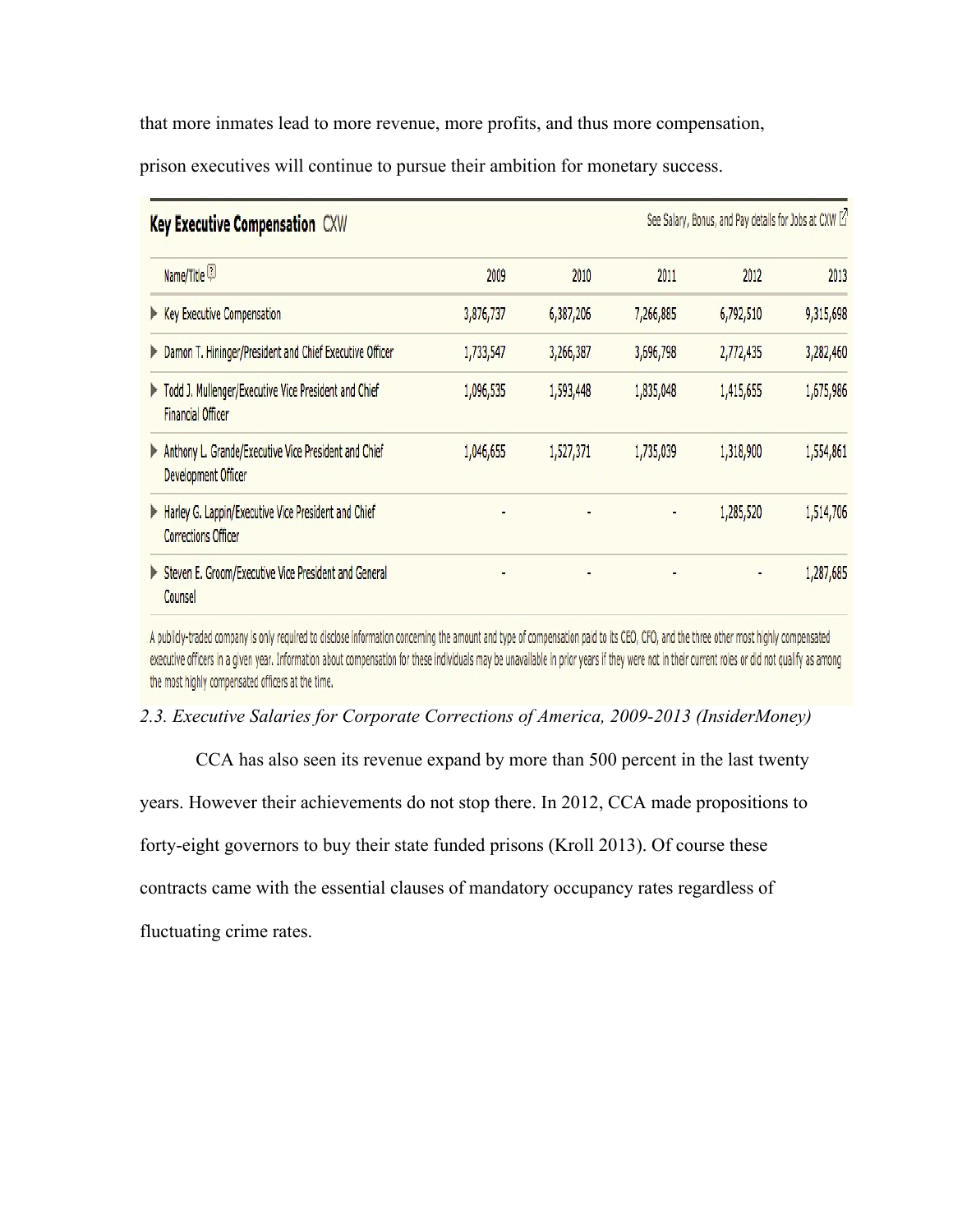that more inmates lead to more revenue, more profits, and thus more compensation, prison executives will continue to pursue their ambition for monetary success.

**Key Executive Compensation** CXW

See Salary, Bonus, and Pay details for Jobs at CXW

| Name/Title | 2009 | 2010 | 2011 | 2012 | 2013 |
|---|---|---|---|---|---|
| Key Executive Compensation | 3,876,737 | 6,387,206 | 7,266,885 | 6,792,510 | 9,315,698 |
| Damon T. Hininger/President and Chief Executive Officer | 1,733,547 | 3,266,387 | 3,696,798 | 2,772,435 | 3,282,460 |
| Todd J. Mullenger/Executive Vice President and Chief Financial Officer | 1,096,535 | 1,593,448 | 1,835,048 | 1,415,655 | 1,675,986 |
| Anthony L. Grande/Executive Vice President and Chief Development Officer | 1,046,655 | 1,527,371 | 1,735,039 | 1,318,900 | 1,554,861 |
| Harley G. Lappin/Executive Vice President and Chief Corrections Officer | - | - | - | 1,285,520 | 1,514,706 |
| Steven E. Groom/Executive Vice President and General Counsel | - | - | - | - | 1,287,685 |

A publicly-traded company is only required to disclose information concerning the amount and type of compensation paid to its CEO, CFO, and the three other most highly compensated executive officers in a given year. Information about compensation for these individuals may be unavailable in prior years if they were not in their current roles or did not qualify as among the most highly compensated officers at the time.

*2.3. Executive Salaries for Corporate Corrections of America, 2009-2013 (InsiderMoney)*

CCA has also seen its revenue expand by more than 500 percent in the last twenty years. However their achievements do not stop there. In 2012, CCA made propositions to forty-eight governors to buy their state funded prisons (Kroll 2013). Of course these contracts came with the essential clauses of mandatory occupancy rates regardless of fluctuating crime rates.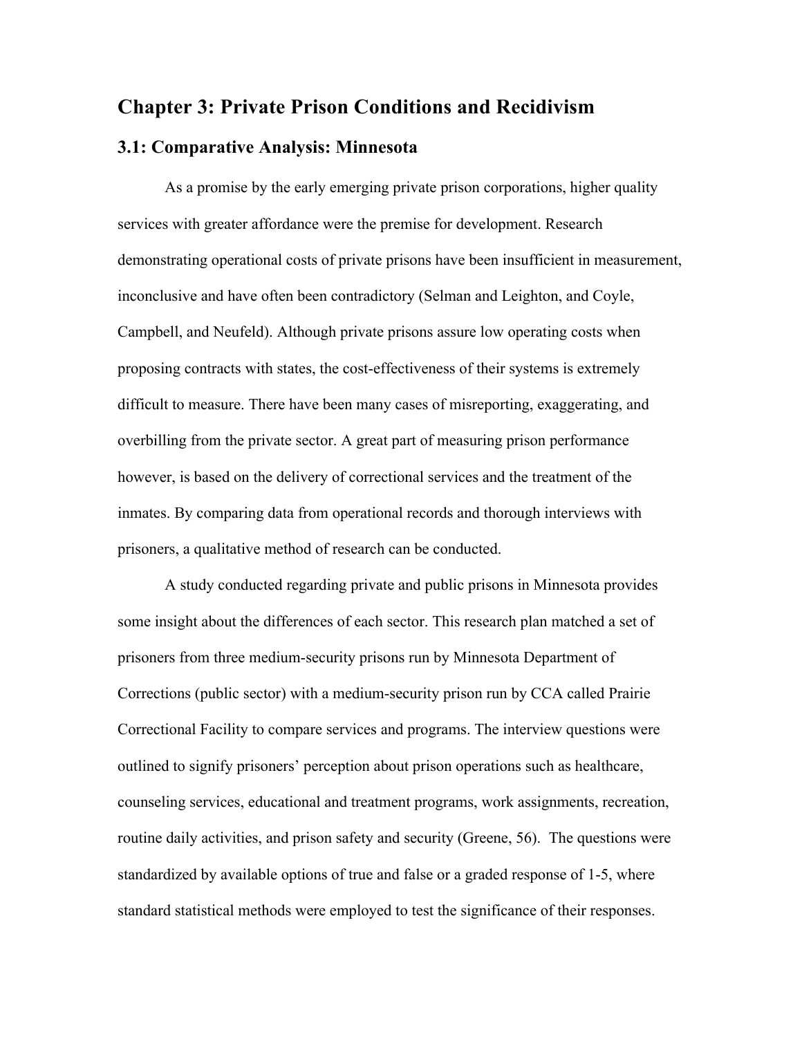## Chapter 3: Private Prison Conditions and Recidivism

### 3.1: Comparative Analysis: Minnesota

As a promise by the early emerging private prison corporations, higher quality services with greater affordance were the premise for development. Research demonstrating operational costs of private prisons have been insufficient in measurement, inconclusive and have often been contradictory (Selman and Leighton, and Coyle, Campbell, and Neufeld). Although private prisons assure low operating costs when proposing contracts with states, the cost-effectiveness of their systems is extremely difficult to measure. There have been many cases of misreporting, exaggerating, and overbilling from the private sector. A great part of measuring prison performance however, is based on the delivery of correctional services and the treatment of the inmates. By comparing data from operational records and thorough interviews with prisoners, a qualitative method of research can be conducted.

A study conducted regarding private and public prisons in Minnesota provides some insight about the differences of each sector. This research plan matched a set of prisoners from three medium-security prisons run by Minnesota Department of Corrections (public sector) with a medium-security prison run by CCA called Prairie Correctional Facility to compare services and programs. The interview questions were outlined to signify prisoners' perception about prison operations such as healthcare, counseling services, educational and treatment programs, work assignments, recreation, routine daily activities, and prison safety and security (Greene, 56). The questions were standardized by available options of true and false or a graded response of 1-5, where standard statistical methods were employed to test the significance of their responses.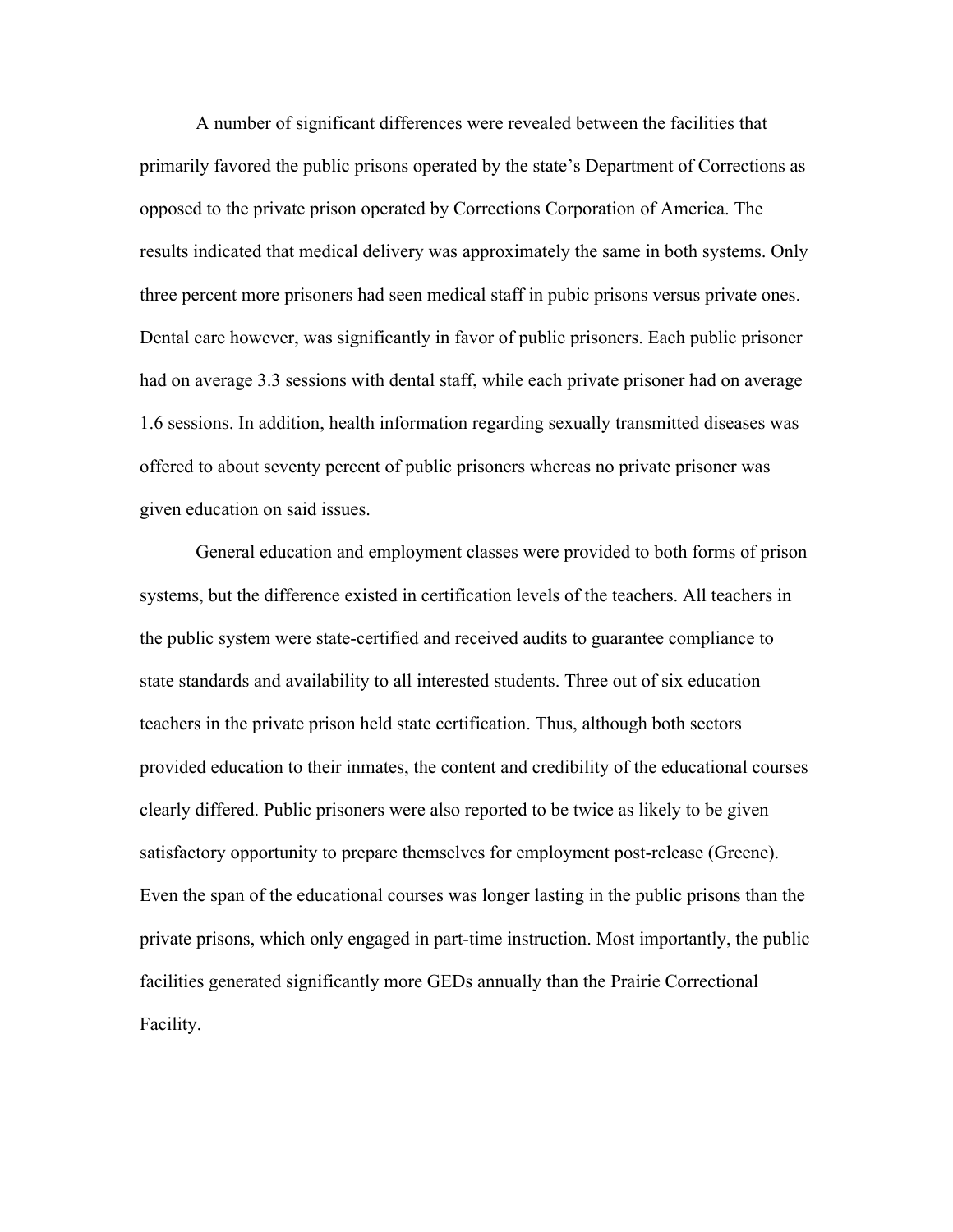A number of significant differences were revealed between the facilities that primarily favored the public prisons operated by the state's Department of Corrections as opposed to the private prison operated by Corrections Corporation of America. The results indicated that medical delivery was approximately the same in both systems. Only three percent more prisoners had seen medical staff in pubic prisons versus private ones. Dental care however, was significantly in favor of public prisoners. Each public prisoner had on average 3.3 sessions with dental staff, while each private prisoner had on average 1.6 sessions. In addition, health information regarding sexually transmitted diseases was offered to about seventy percent of public prisoners whereas no private prisoner was given education on said issues.

General education and employment classes were provided to both forms of prison systems, but the difference existed in certification levels of the teachers. All teachers in the public system were state-certified and received audits to guarantee compliance to state standards and availability to all interested students. Three out of six education teachers in the private prison held state certification. Thus, although both sectors provided education to their inmates, the content and credibility of the educational courses clearly differed. Public prisoners were also reported to be twice as likely to be given satisfactory opportunity to prepare themselves for employment post-release (Greene). Even the span of the educational courses was longer lasting in the public prisons than the private prisons, which only engaged in part-time instruction. Most importantly, the public facilities generated significantly more GEDs annually than the Prairie Correctional Facility.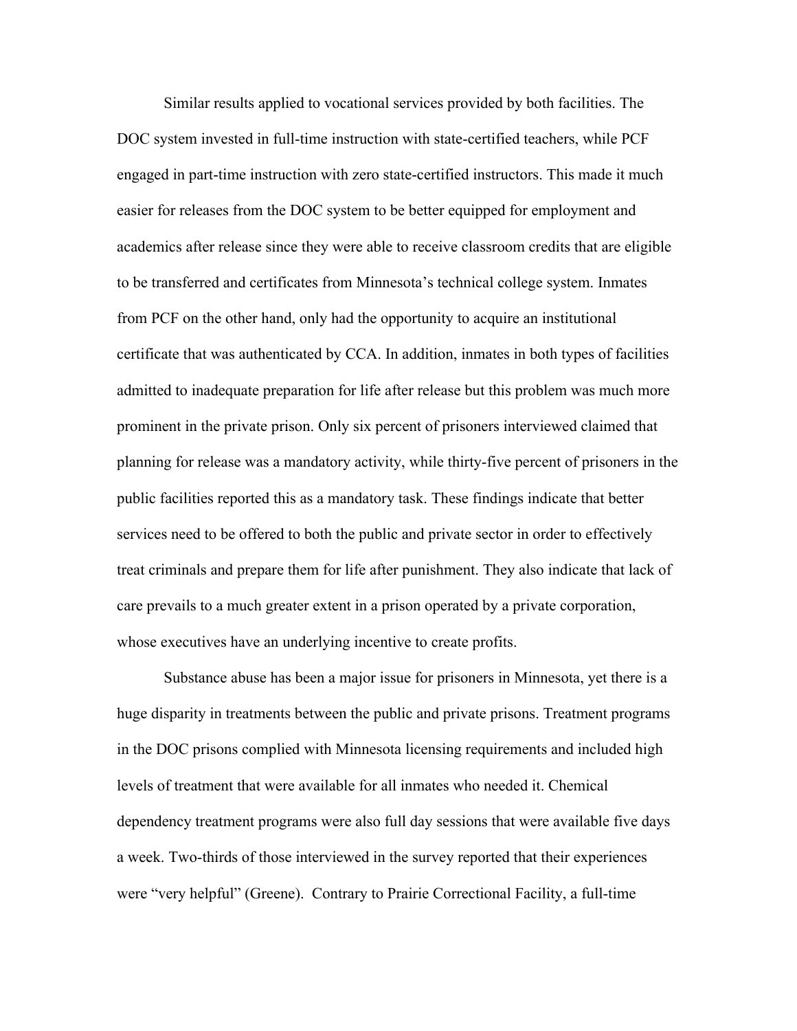Similar results applied to vocational services provided by both facilities. The DOC system invested in full-time instruction with state-certified teachers, while PCF engaged in part-time instruction with zero state-certified instructors. This made it much easier for releases from the DOC system to be better equipped for employment and academics after release since they were able to receive classroom credits that are eligible to be transferred and certificates from Minnesota's technical college system. Inmates from PCF on the other hand, only had the opportunity to acquire an institutional certificate that was authenticated by CCA. In addition, inmates in both types of facilities admitted to inadequate preparation for life after release but this problem was much more prominent in the private prison. Only six percent of prisoners interviewed claimed that planning for release was a mandatory activity, while thirty-five percent of prisoners in the public facilities reported this as a mandatory task. These findings indicate that better services need to be offered to both the public and private sector in order to effectively treat criminals and prepare them for life after punishment. They also indicate that lack of care prevails to a much greater extent in a prison operated by a private corporation, whose executives have an underlying incentive to create profits.

Substance abuse has been a major issue for prisoners in Minnesota, yet there is a huge disparity in treatments between the public and private prisons. Treatment programs in the DOC prisons complied with Minnesota licensing requirements and included high levels of treatment that were available for all inmates who needed it. Chemical dependency treatment programs were also full day sessions that were available five days a week. Two-thirds of those interviewed in the survey reported that their experiences were "very helpful" (Greene). Contrary to Prairie Correctional Facility, a full-time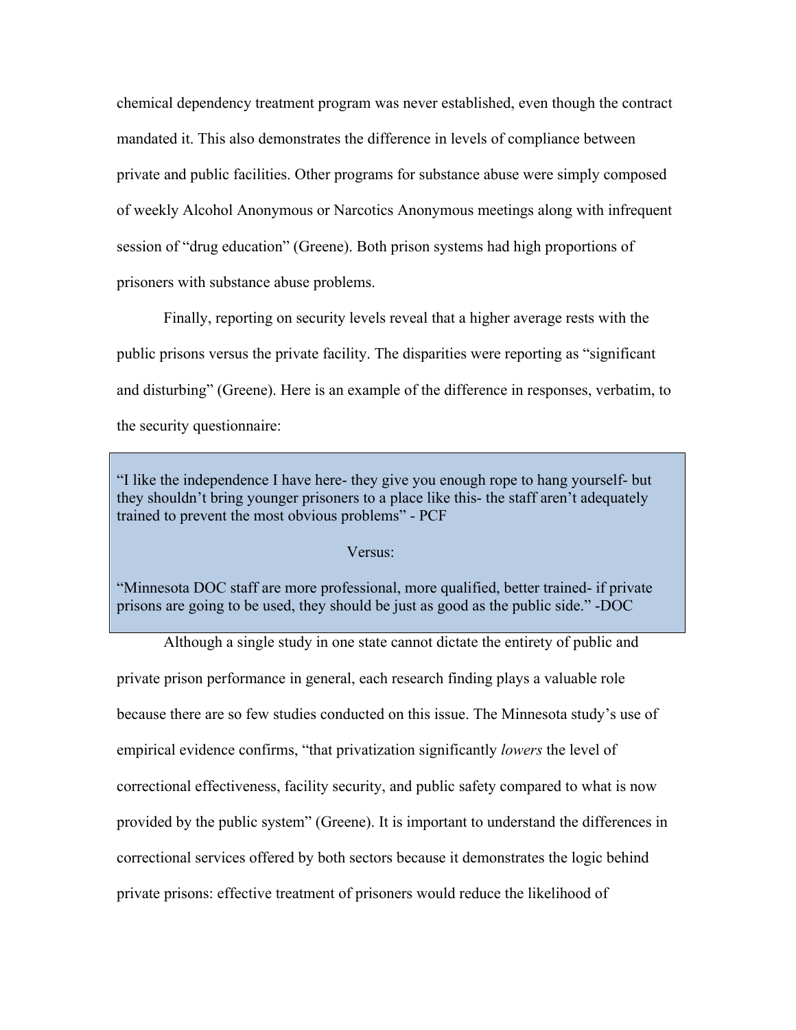chemical dependency treatment program was never established, even though the contract mandated it. This also demonstrates the difference in levels of compliance between private and public facilities. Other programs for substance abuse were simply composed of weekly Alcohol Anonymous or Narcotics Anonymous meetings along with infrequent session of "drug education" (Greene). Both prison systems had high proportions of prisoners with substance abuse problems.

Finally, reporting on security levels reveal that a higher average rests with the public prisons versus the private facility. The disparities were reporting as "significant and disturbing" (Greene). Here is an example of the difference in responses, verbatim, to the security questionnaire:

> "I like the independence I have here- they give you enough rope to hang yourself- but they shouldn't bring younger prisoners to a place like this- the staff aren't adequately trained to prevent the most obvious problems" - PCF
>
> Versus:
>
> "Minnesota DOC staff are more professional, more qualified, better trained- if private prisons are going to be used, they should be just as good as the public side." -DOC

Although a single study in one state cannot dictate the entirety of public and private prison performance in general, each research finding plays a valuable role because there are so few studies conducted on this issue. The Minnesota study's use of empirical evidence confirms, "that privatization significantly *lowers* the level of correctional effectiveness, facility security, and public safety compared to what is now provided by the public system" (Greene). It is important to understand the differences in correctional services offered by both sectors because it demonstrates the logic behind private prisons: effective treatment of prisoners would reduce the likelihood of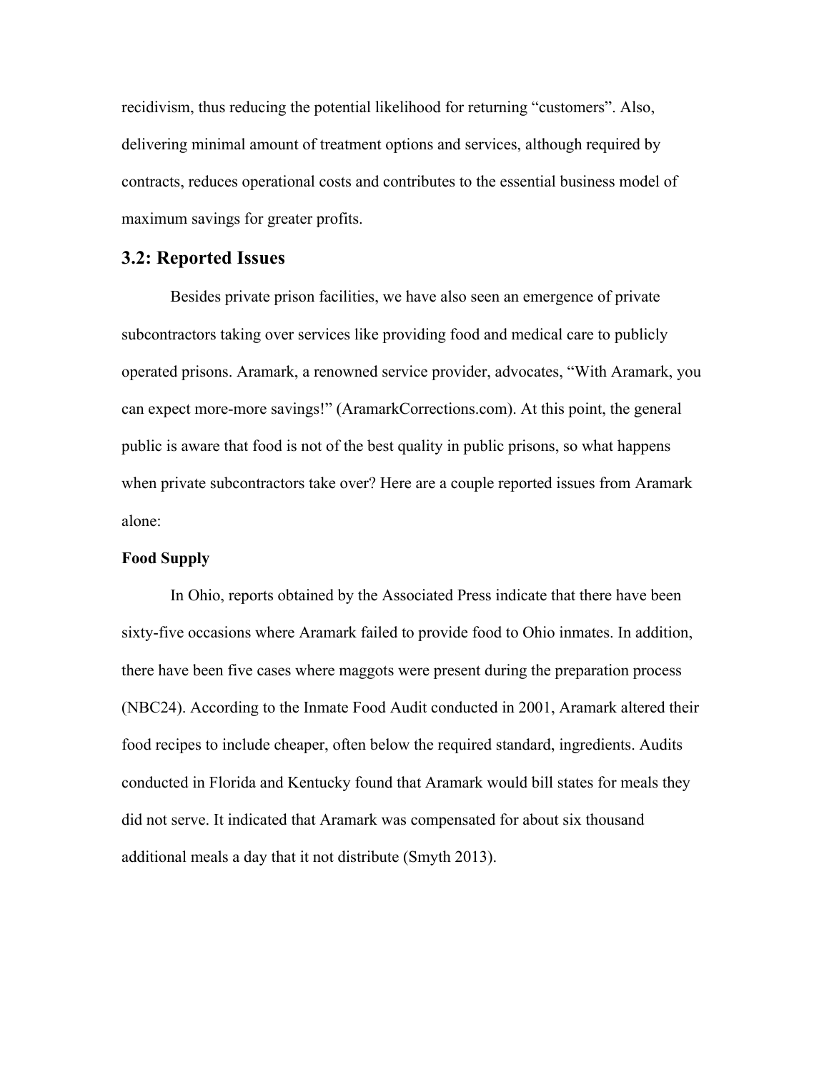recidivism, thus reducing the potential likelihood for returning “customers”. Also, delivering minimal amount of treatment options and services, although required by contracts, reduces operational costs and contributes to the essential business model of maximum savings for greater profits.

## 3.2: Reported Issues

Besides private prison facilities, we have also seen an emergence of private subcontractors taking over services like providing food and medical care to publicly operated prisons. Aramark, a renowned service provider, advocates, “With Aramark, you can expect more-more savings!” (AramarkCorrections.com). At this point, the general public is aware that food is not of the best quality in public prisons, so what happens when private subcontractors take over? Here are a couple reported issues from Aramark alone:

**Food Supply**

In Ohio, reports obtained by the Associated Press indicate that there have been sixty-five occasions where Aramark failed to provide food to Ohio inmates. In addition, there have been five cases where maggots were present during the preparation process (NBC24). According to the Inmate Food Audit conducted in 2001, Aramark altered their food recipes to include cheaper, often below the required standard, ingredients. Audits conducted in Florida and Kentucky found that Aramark would bill states for meals they did not serve. It indicated that Aramark was compensated for about six thousand additional meals a day that it not distribute (Smyth 2013).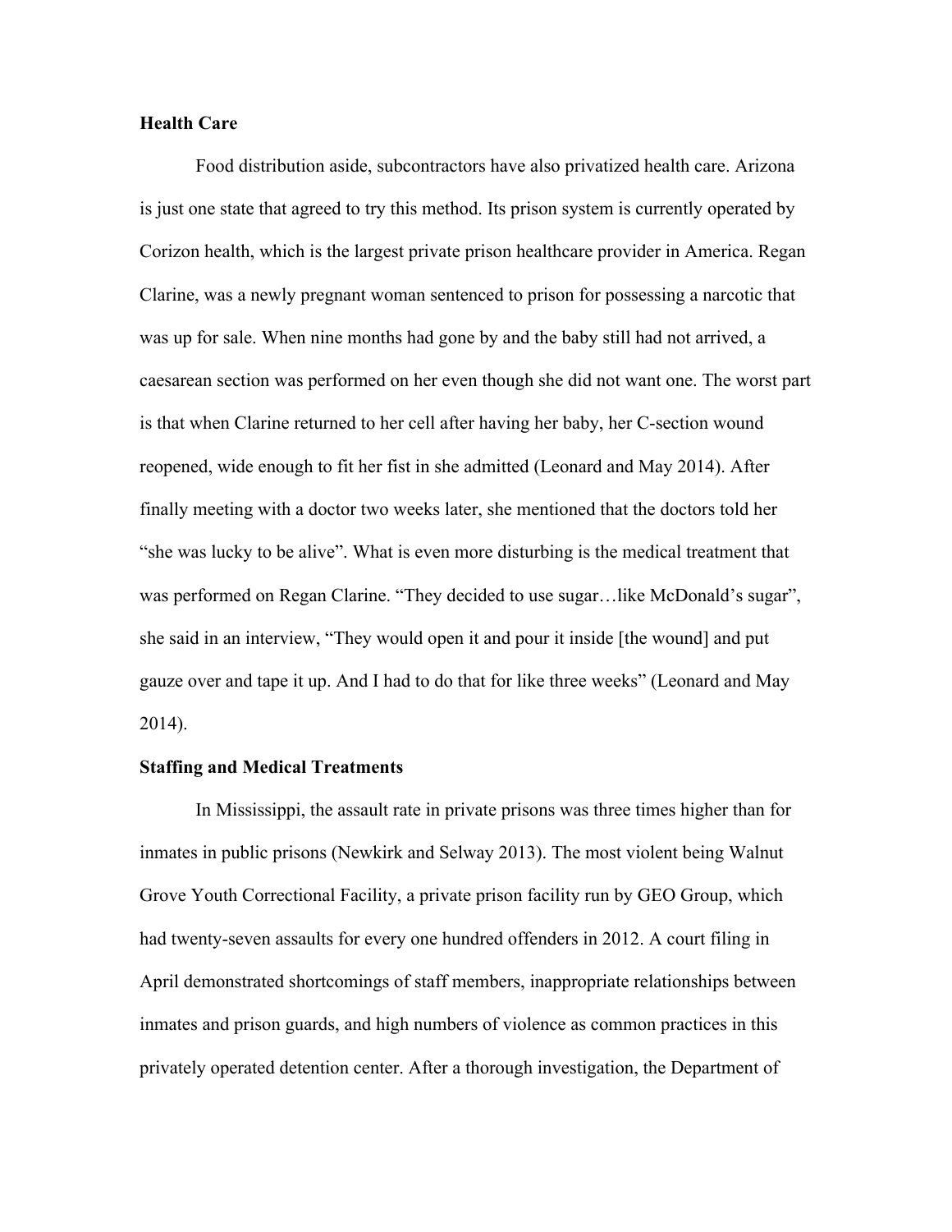**Health Care**

Food distribution aside, subcontractors have also privatized health care. Arizona is just one state that agreed to try this method. Its prison system is currently operated by Corizon health, which is the largest private prison healthcare provider in America. Regan Clarine, was a newly pregnant woman sentenced to prison for possessing a narcotic that was up for sale. When nine months had gone by and the baby still had not arrived, a caesarean section was performed on her even though she did not want one. The worst part is that when Clarine returned to her cell after having her baby, her C-section wound reopened, wide enough to fit her fist in she admitted (Leonard and May 2014). After finally meeting with a doctor two weeks later, she mentioned that the doctors told her "she was lucky to be alive". What is even more disturbing is the medical treatment that was performed on Regan Clarine. "They decided to use sugar…like McDonald's sugar", she said in an interview, "They would open it and pour it inside [the wound] and put gauze over and tape it up. And I had to do that for like three weeks" (Leonard and May 2014).

**Staffing and Medical Treatments**

In Mississippi, the assault rate in private prisons was three times higher than for inmates in public prisons (Newkirk and Selway 2013). The most violent being Walnut Grove Youth Correctional Facility, a private prison facility run by GEO Group, which had twenty-seven assaults for every one hundred offenders in 2012. A court filing in April demonstrated shortcomings of staff members, inappropriate relationships between inmates and prison guards, and high numbers of violence as common practices in this privately operated detention center. After a thorough investigation, the Department of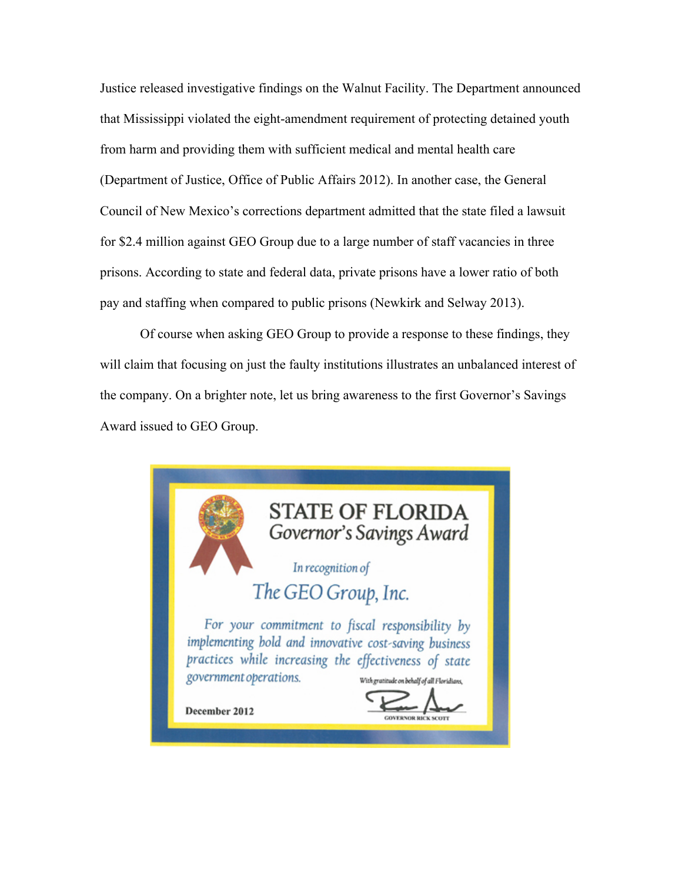Justice released investigative findings on the Walnut Facility. The Department announced that Mississippi violated the eight-amendment requirement of protecting detained youth from harm and providing them with sufficient medical and mental health care (Department of Justice, Office of Public Affairs 2012). In another case, the General Council of New Mexico's corrections department admitted that the state filed a lawsuit for $2.4 million against GEO Group due to a large number of staff vacancies in three prisons. According to state and federal data, private prisons have a lower ratio of both pay and staffing when compared to public prisons (Newkirk and Selway 2013).

Of course when asking GEO Group to provide a response to these findings, they will claim that focusing on just the faulty institutions illustrates an unbalanced interest of the company. On a brighter note, let us bring awareness to the first Governor's Savings Award issued to GEO Group.

STATE OF FLORIDA

*Governor's Savings Award*

*In recognition of*

*The GEO Group, Inc.*

*For your commitment to fiscal responsibility by implementing bold and innovative cost-saving business practices while increasing the effectiveness of state government operations.*

*With gratitude on behalf of all Floridians,*

GOVERNOR RICK SCOTT

December 2012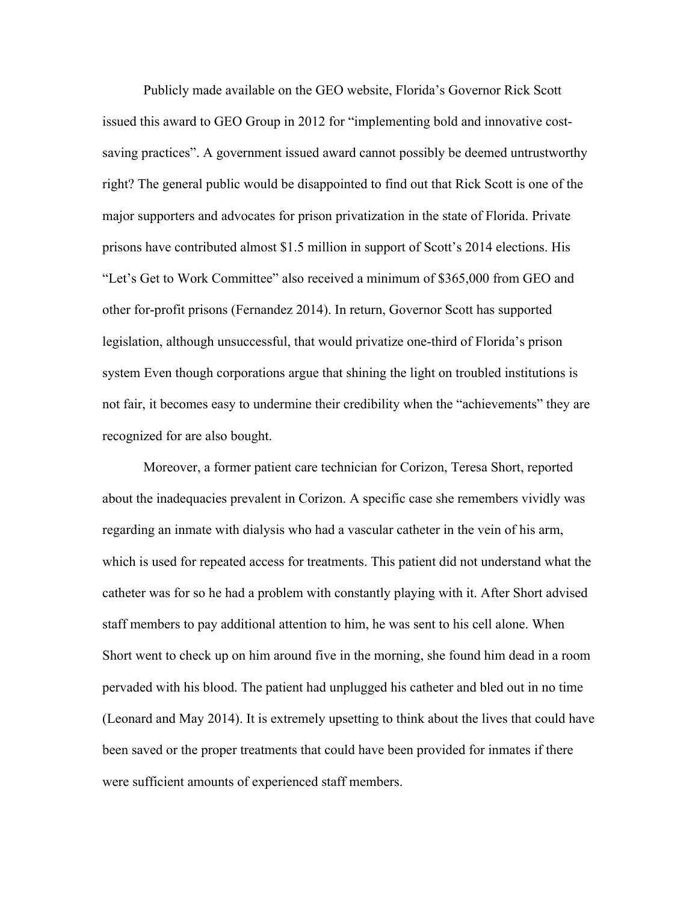Publicly made available on the GEO website, Florida's Governor Rick Scott issued this award to GEO Group in 2012 for "implementing bold and innovative cost-saving practices". A government issued award cannot possibly be deemed untrustworthy right? The general public would be disappointed to find out that Rick Scott is one of the major supporters and advocates for prison privatization in the state of Florida. Private prisons have contributed almost $1.5 million in support of Scott's 2014 elections. His "Let's Get to Work Committee" also received a minimum of $365,000 from GEO and other for-profit prisons (Fernandez 2014). In return, Governor Scott has supported legislation, although unsuccessful, that would privatize one-third of Florida's prison system Even though corporations argue that shining the light on troubled institutions is not fair, it becomes easy to undermine their credibility when the "achievements" they are recognized for are also bought.

Moreover, a former patient care technician for Corizon, Teresa Short, reported about the inadequacies prevalent in Corizon. A specific case she remembers vividly was regarding an inmate with dialysis who had a vascular catheter in the vein of his arm, which is used for repeated access for treatments. This patient did not understand what the catheter was for so he had a problem with constantly playing with it. After Short advised staff members to pay additional attention to him, he was sent to his cell alone. When Short went to check up on him around five in the morning, she found him dead in a room pervaded with his blood. The patient had unplugged his catheter and bled out in no time (Leonard and May 2014). It is extremely upsetting to think about the lives that could have been saved or the proper treatments that could have been provided for inmates if there were sufficient amounts of experienced staff members.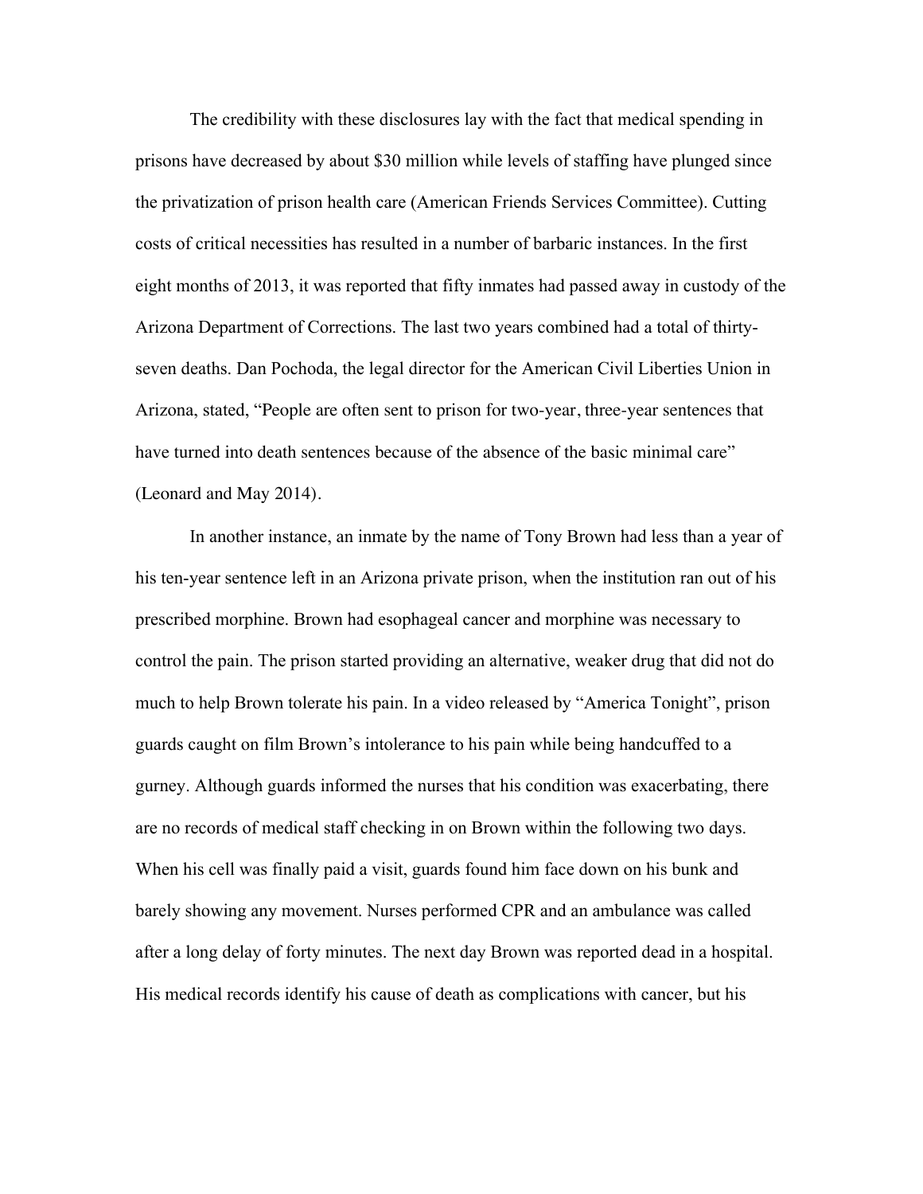The credibility with these disclosures lay with the fact that medical spending in prisons have decreased by about $30 million while levels of staffing have plunged since the privatization of prison health care (American Friends Services Committee). Cutting costs of critical necessities has resulted in a number of barbaric instances. In the first eight months of 2013, it was reported that fifty inmates had passed away in custody of the Arizona Department of Corrections. The last two years combined had a total of thirty-seven deaths. Dan Pochoda, the legal director for the American Civil Liberties Union in Arizona, stated, "People are often sent to prison for two-year, three-year sentences that have turned into death sentences because of the absence of the basic minimal care" (Leonard and May 2014).

In another instance, an inmate by the name of Tony Brown had less than a year of his ten-year sentence left in an Arizona private prison, when the institution ran out of his prescribed morphine. Brown had esophageal cancer and morphine was necessary to control the pain. The prison started providing an alternative, weaker drug that did not do much to help Brown tolerate his pain. In a video released by "America Tonight", prison guards caught on film Brown's intolerance to his pain while being handcuffed to a gurney. Although guards informed the nurses that his condition was exacerbating, there are no records of medical staff checking in on Brown within the following two days. When his cell was finally paid a visit, guards found him face down on his bunk and barely showing any movement. Nurses performed CPR and an ambulance was called after a long delay of forty minutes. The next day Brown was reported dead in a hospital. His medical records identify his cause of death as complications with cancer, but his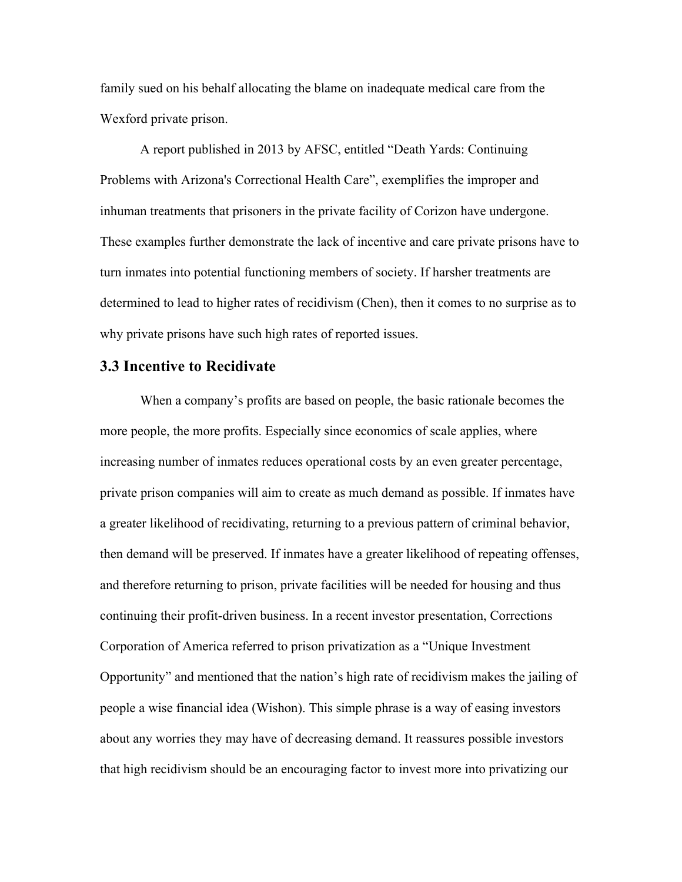family sued on his behalf allocating the blame on inadequate medical care from the Wexford private prison.

A report published in 2013 by AFSC, entitled “Death Yards: Continuing Problems with Arizona's Correctional Health Care”, exemplifies the improper and inhuman treatments that prisoners in the private facility of Corizon have undergone. These examples further demonstrate the lack of incentive and care private prisons have to turn inmates into potential functioning members of society. If harsher treatments are determined to lead to higher rates of recidivism (Chen), then it comes to no surprise as to why private prisons have such high rates of reported issues.

### 3.3 Incentive to Recidivate

When a company’s profits are based on people, the basic rationale becomes the more people, the more profits. Especially since economics of scale applies, where increasing number of inmates reduces operational costs by an even greater percentage, private prison companies will aim to create as much demand as possible. If inmates have a greater likelihood of recidivating, returning to a previous pattern of criminal behavior, then demand will be preserved. If inmates have a greater likelihood of repeating offenses, and therefore returning to prison, private facilities will be needed for housing and thus continuing their profit-driven business. In a recent investor presentation, Corrections Corporation of America referred to prison privatization as a “Unique Investment Opportunity” and mentioned that the nation’s high rate of recidivism makes the jailing of people a wise financial idea (Wishon). This simple phrase is a way of easing investors about any worries they may have of decreasing demand. It reassures possible investors that high recidivism should be an encouraging factor to invest more into privatizing our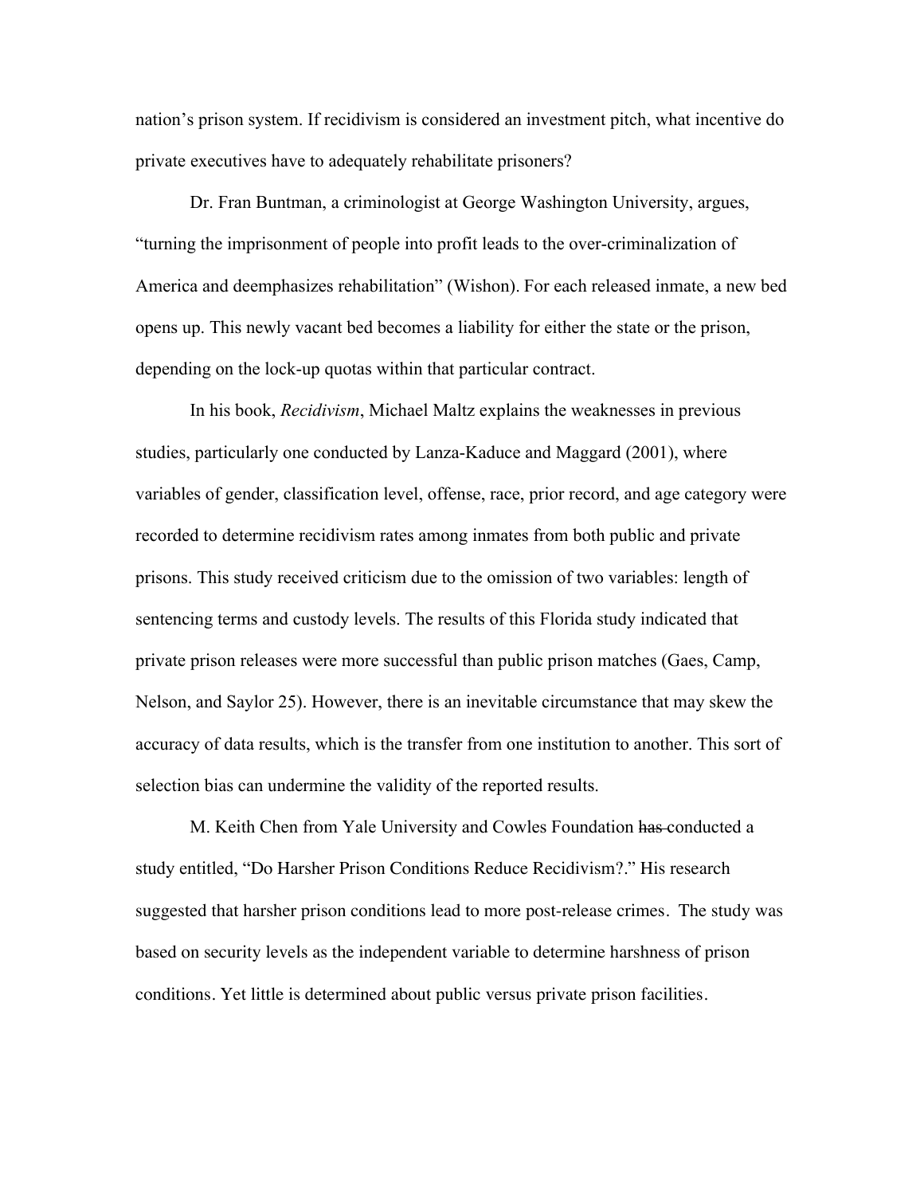nation's prison system. If recidivism is considered an investment pitch, what incentive do private executives have to adequately rehabilitate prisoners?

Dr. Fran Buntman, a criminologist at George Washington University, argues, "turning the imprisonment of people into profit leads to the over-criminalization of America and deemphasizes rehabilitation" (Wishon). For each released inmate, a new bed opens up. This newly vacant bed becomes a liability for either the state or the prison, depending on the lock-up quotas within that particular contract.

In his book, *Recidivism*, Michael Maltz explains the weaknesses in previous studies, particularly one conducted by Lanza-Kaduce and Maggard (2001), where variables of gender, classification level, offense, race, prior record, and age category were recorded to determine recidivism rates among inmates from both public and private prisons. This study received criticism due to the omission of two variables: length of sentencing terms and custody levels. The results of this Florida study indicated that private prison releases were more successful than public prison matches (Gaes, Camp, Nelson, and Saylor 25). However, there is an inevitable circumstance that may skew the accuracy of data results, which is the transfer from one institution to another. This sort of selection bias can undermine the validity of the reported results.

M. Keith Chen from Yale University and Cowles Foundation ~~has~~ conducted a study entitled, "Do Harsher Prison Conditions Reduce Recidivism?." His research suggested that harsher prison conditions lead to more post-release crimes. The study was based on security levels as the independent variable to determine harshness of prison conditions. Yet little is determined about public versus private prison facilities.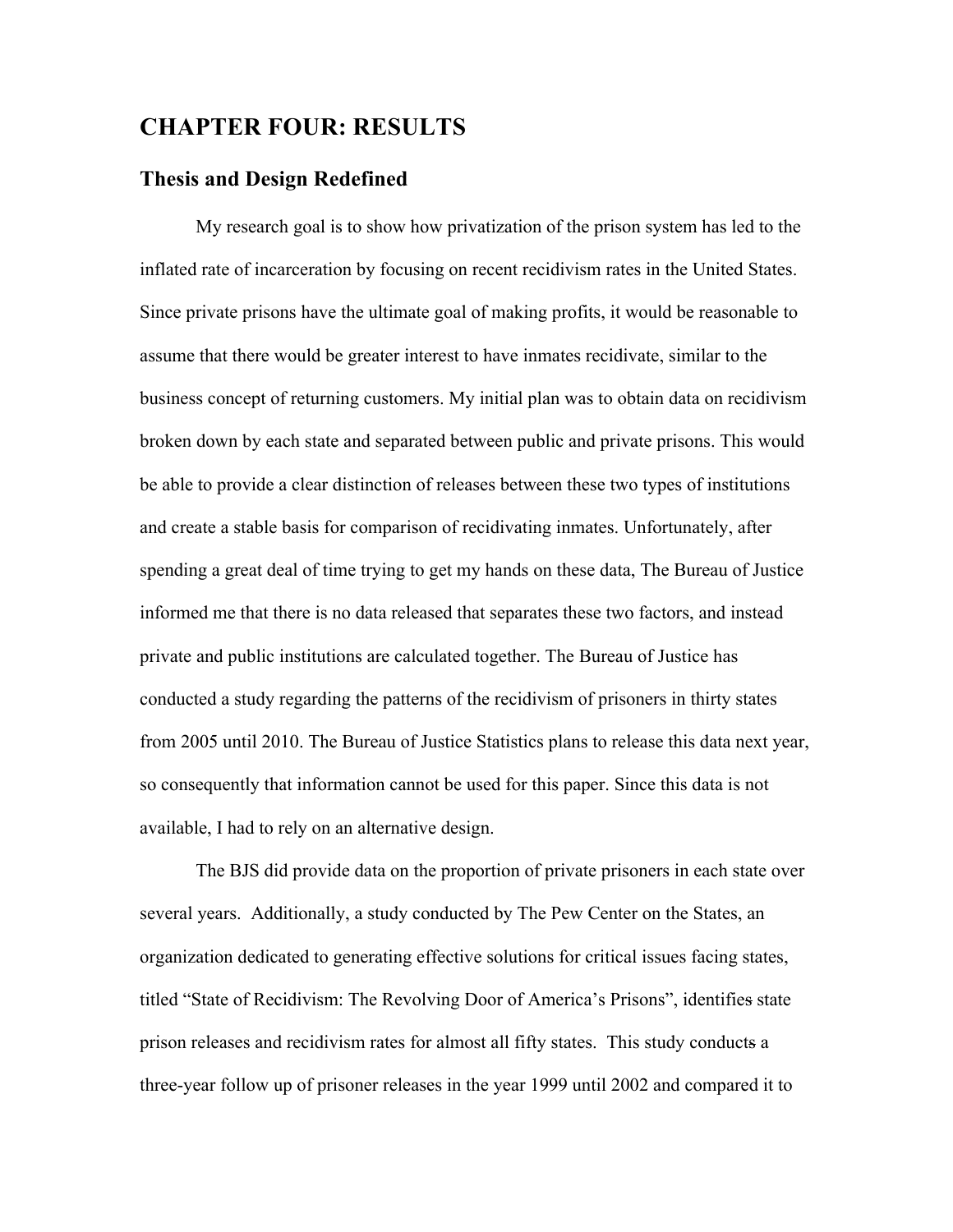# CHAPTER FOUR: RESULTS

## Thesis and Design Redefined

My research goal is to show how privatization of the prison system has led to the inflated rate of incarceration by focusing on recent recidivism rates in the United States. Since private prisons have the ultimate goal of making profits, it would be reasonable to assume that there would be greater interest to have inmates recidivate, similar to the business concept of returning customers. My initial plan was to obtain data on recidivism broken down by each state and separated between public and private prisons. This would be able to provide a clear distinction of releases between these two types of institutions and create a stable basis for comparison of recidivating inmates. Unfortunately, after spending a great deal of time trying to get my hands on these data, The Bureau of Justice informed me that there is no data released that separates these two factors, and instead private and public institutions are calculated together. The Bureau of Justice has conducted a study regarding the patterns of the recidivism of prisoners in thirty states from 2005 until 2010. The Bureau of Justice Statistics plans to release this data next year, so consequently that information cannot be used for this paper. Since this data is not available, I had to rely on an alternative design.

The BJS did provide data on the proportion of private prisoners in each state over several years. Additionally, a study conducted by The Pew Center on the States, an organization dedicated to generating effective solutions for critical issues facing states, titled "State of Recidivism: The Revolving Door of America's Prisons", identifies state prison releases and recidivism rates for almost all fifty states. This study conducts a three-year follow up of prisoner releases in the year 1999 until 2002 and compared it to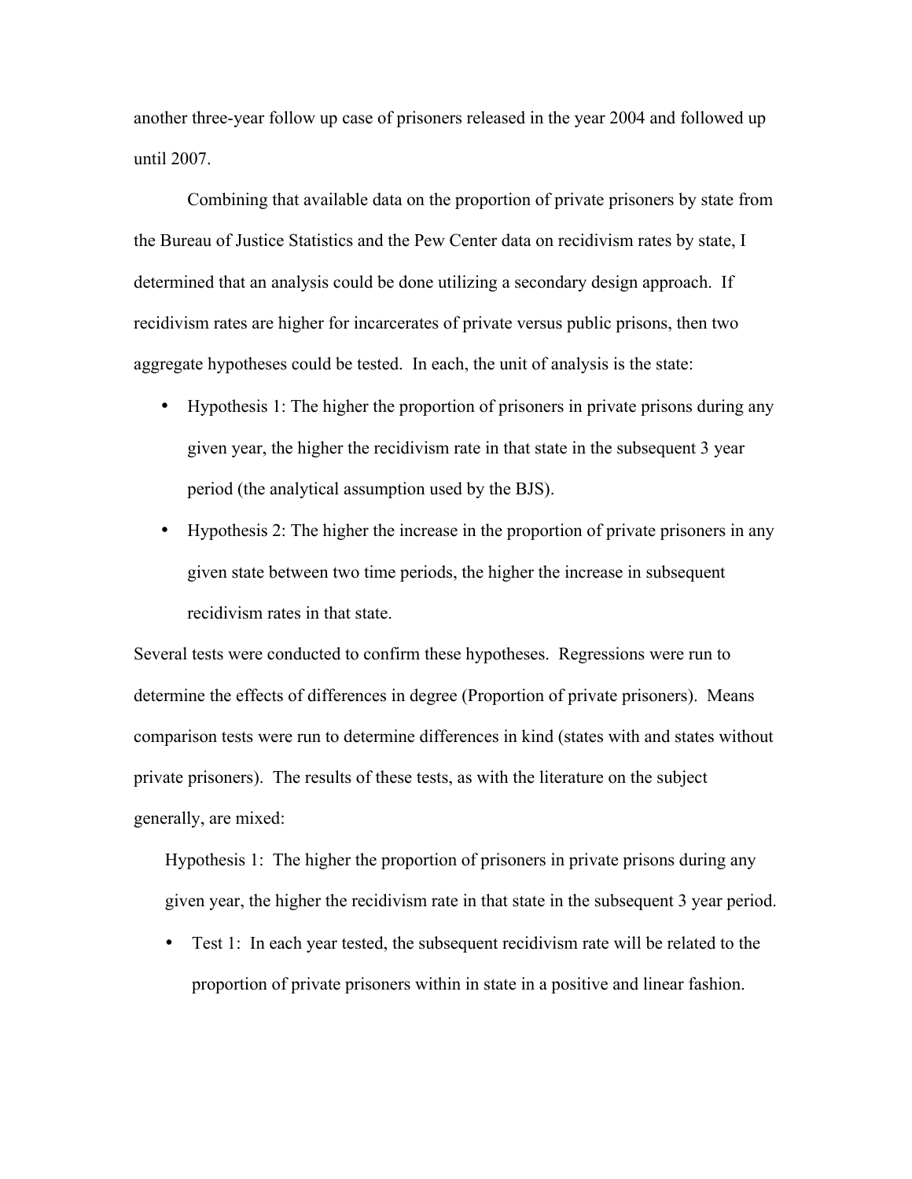another three-year follow up case of prisoners released in the year 2004 and followed up until 2007.

Combining that available data on the proportion of private prisoners by state from the Bureau of Justice Statistics and the Pew Center data on recidivism rates by state, I determined that an analysis could be done utilizing a secondary design approach. If recidivism rates are higher for incarcerates of private versus public prisons, then two aggregate hypotheses could be tested. In each, the unit of analysis is the state:

- Hypothesis 1: The higher the proportion of prisoners in private prisons during any given year, the higher the recidivism rate in that state in the subsequent 3 year period (the analytical assumption used by the BJS).
- Hypothesis 2: The higher the increase in the proportion of private prisoners in any given state between two time periods, the higher the increase in subsequent recidivism rates in that state.

Several tests were conducted to confirm these hypotheses. Regressions were run to determine the effects of differences in degree (Proportion of private prisoners). Means comparison tests were run to determine differences in kind (states with and states without private prisoners). The results of these tests, as with the literature on the subject generally, are mixed:

Hypothesis 1: The higher the proportion of prisoners in private prisons during any given year, the higher the recidivism rate in that state in the subsequent 3 year period.

- Test 1: In each year tested, the subsequent recidivism rate will be related to the proportion of private prisoners within in state in a positive and linear fashion.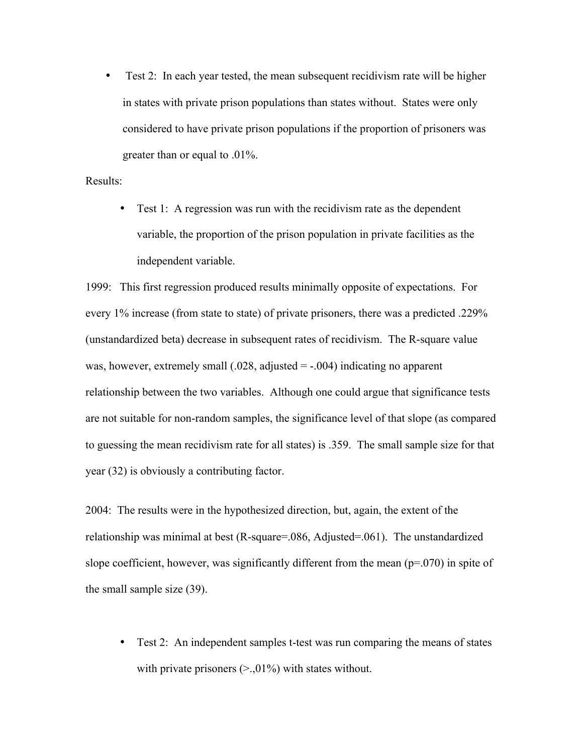- Test 2: In each year tested, the mean subsequent recidivism rate will be higher in states with private prison populations than states without. States were only considered to have private prison populations if the proportion of prisoners was greater than or equal to .01%.

Results:

- Test 1: A regression was run with the recidivism rate as the dependent variable, the proportion of the prison population in private facilities as the independent variable.

1999: This first regression produced results minimally opposite of expectations. For every 1% increase (from state to state) of private prisoners, there was a predicted .229% (unstandardized beta) decrease in subsequent rates of recidivism. The R-square value was, however, extremely small (.028, adjusted = -.004) indicating no apparent relationship between the two variables. Although one could argue that significance tests are not suitable for non-random samples, the significance level of that slope (as compared to guessing the mean recidivism rate for all states) is .359. The small sample size for that year (32) is obviously a contributing factor.

2004: The results were in the hypothesized direction, but, again, the extent of the relationship was minimal at best (R-square=.086, Adjusted=.061). The unstandardized slope coefficient, however, was significantly different from the mean (p=.070) in spite of the small sample size (39).

- Test 2: An independent samples t-test was run comparing the means of states with private prisoners (>.,01%) with states without.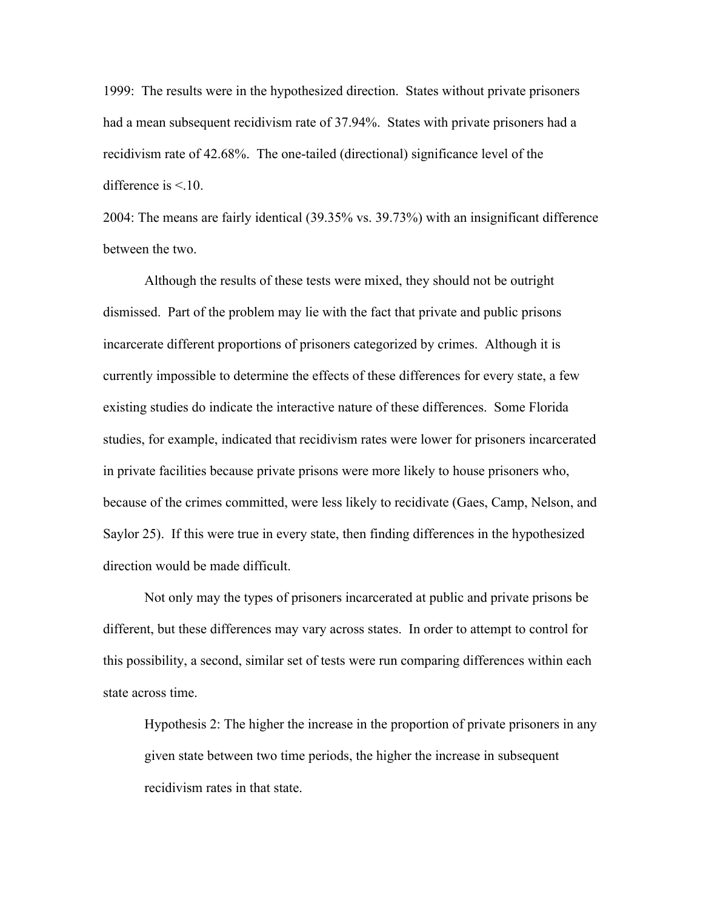1999: The results were in the hypothesized direction. States without private prisoners had a mean subsequent recidivism rate of 37.94%. States with private prisoners had a recidivism rate of 42.68%. The one-tailed (directional) significance level of the difference is <.10.

2004: The means are fairly identical (39.35% vs. 39.73%) with an insignificant difference between the two.

Although the results of these tests were mixed, they should not be outright dismissed. Part of the problem may lie with the fact that private and public prisons incarcerate different proportions of prisoners categorized by crimes. Although it is currently impossible to determine the effects of these differences for every state, a few existing studies do indicate the interactive nature of these differences. Some Florida studies, for example, indicated that recidivism rates were lower for prisoners incarcerated in private facilities because private prisons were more likely to house prisoners who, because of the crimes committed, were less likely to recidivate (Gaes, Camp, Nelson, and Saylor 25). If this were true in every state, then finding differences in the hypothesized direction would be made difficult.

Not only may the types of prisoners incarcerated at public and private prisons be different, but these differences may vary across states. In order to attempt to control for this possibility, a second, similar set of tests were run comparing differences within each state across time.

> Hypothesis 2: The higher the increase in the proportion of private prisoners in any given state between two time periods, the higher the increase in subsequent recidivism rates in that state.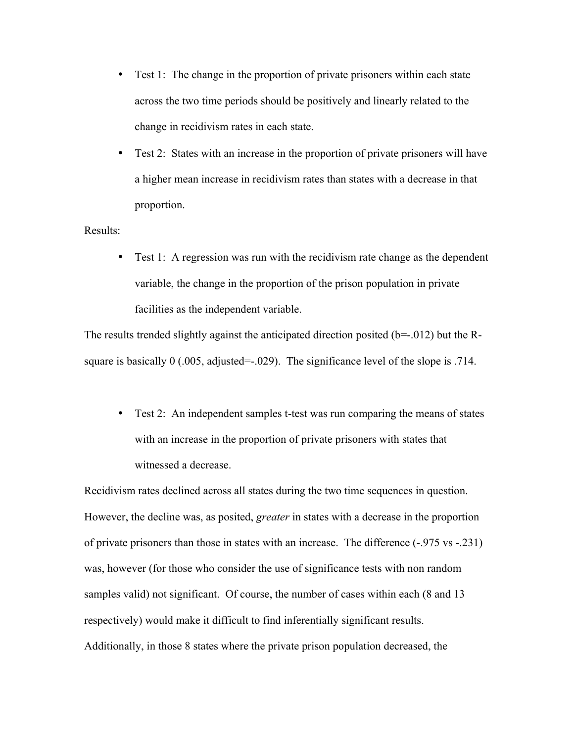- Test 1: The change in the proportion of private prisoners within each state across the two time periods should be positively and linearly related to the change in recidivism rates in each state.
- Test 2: States with an increase in the proportion of private prisoners will have a higher mean increase in recidivism rates than states with a decrease in that proportion.

Results:

- Test 1: A regression was run with the recidivism rate change as the dependent variable, the change in the proportion of the prison population in private facilities as the independent variable.

The results trended slightly against the anticipated direction posited (b=-.012) but the R-square is basically 0 (.005, adjusted=-.029). The significance level of the slope is .714.

- Test 2: An independent samples t-test was run comparing the means of states with an increase in the proportion of private prisoners with states that witnessed a decrease.

Recidivism rates declined across all states during the two time sequences in question. However, the decline was, as posited, *greater* in states with a decrease in the proportion of private prisoners than those in states with an increase. The difference (-.975 vs -.231) was, however (for those who consider the use of significance tests with non random samples valid) not significant. Of course, the number of cases within each (8 and 13 respectively) would make it difficult to find inferentially significant results. Additionally, in those 8 states where the private prison population decreased, the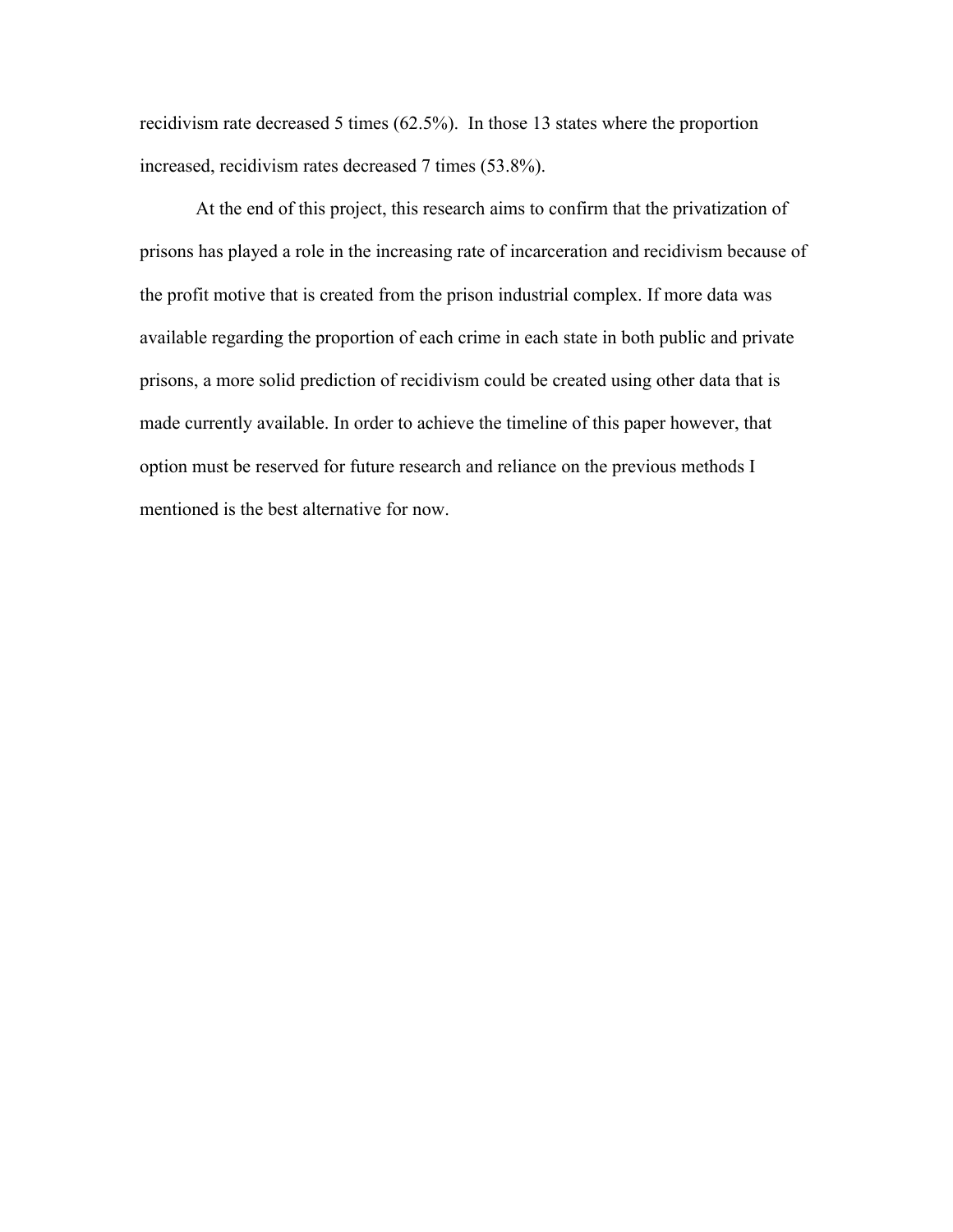recidivism rate decreased 5 times (62.5%). In those 13 states where the proportion increased, recidivism rates decreased 7 times (53.8%).

At the end of this project, this research aims to confirm that the privatization of prisons has played a role in the increasing rate of incarceration and recidivism because of the profit motive that is created from the prison industrial complex. If more data was available regarding the proportion of each crime in each state in both public and private prisons, a more solid prediction of recidivism could be created using other data that is made currently available. In order to achieve the timeline of this paper however, that option must be reserved for future research and reliance on the previous methods I mentioned is the best alternative for now.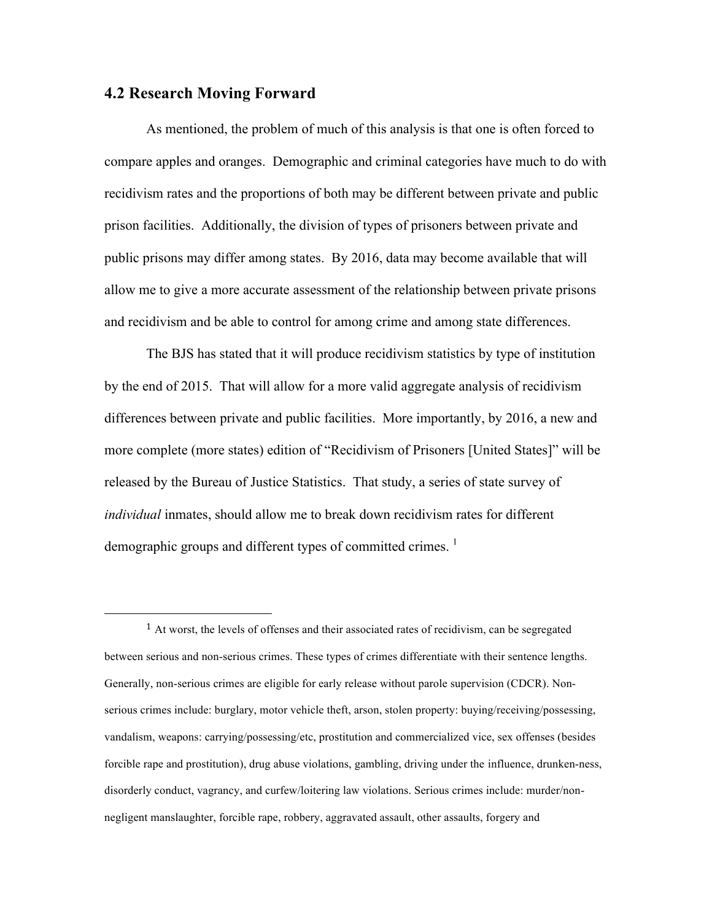## 4.2 Research Moving Forward

As mentioned, the problem of much of this analysis is that one is often forced to compare apples and oranges. Demographic and criminal categories have much to do with recidivism rates and the proportions of both may be different between private and public prison facilities. Additionally, the division of types of prisoners between private and public prisons may differ among states. By 2016, data may become available that will allow me to give a more accurate assessment of the relationship between private prisons and recidivism and be able to control for among crime and among state differences.

The BJS has stated that it will produce recidivism statistics by type of institution by the end of 2015. That will allow for a more valid aggregate analysis of recidivism differences between private and public facilities. More importantly, by 2016, a new and more complete (more states) edition of "Recidivism of Prisoners [United States]" will be released by the Bureau of Justice Statistics. That study, a series of state survey of *individual* inmates, should allow me to break down recidivism rates for different demographic groups and different types of committed crimes. [1]

---

[1] At worst, the levels of offenses and their associated rates of recidivism, can be segregated between serious and non-serious crimes. These types of crimes differentiate with their sentence lengths. Generally, non-serious crimes are eligible for early release without parole supervision (CDCR). Non-serious crimes include: burglary, motor vehicle theft, arson, stolen property: buying/receiving/possessing, vandalism, weapons: carrying/possessing/etc, prostitution and commercialized vice, sex offenses (besides forcible rape and prostitution), drug abuse violations, gambling, driving under the influence, drunken-ness, disorderly conduct, vagrancy, and curfew/loitering law violations. Serious crimes include: murder/non-negligent manslaughter, forcible rape, robbery, aggravated assault, other assaults, forgery and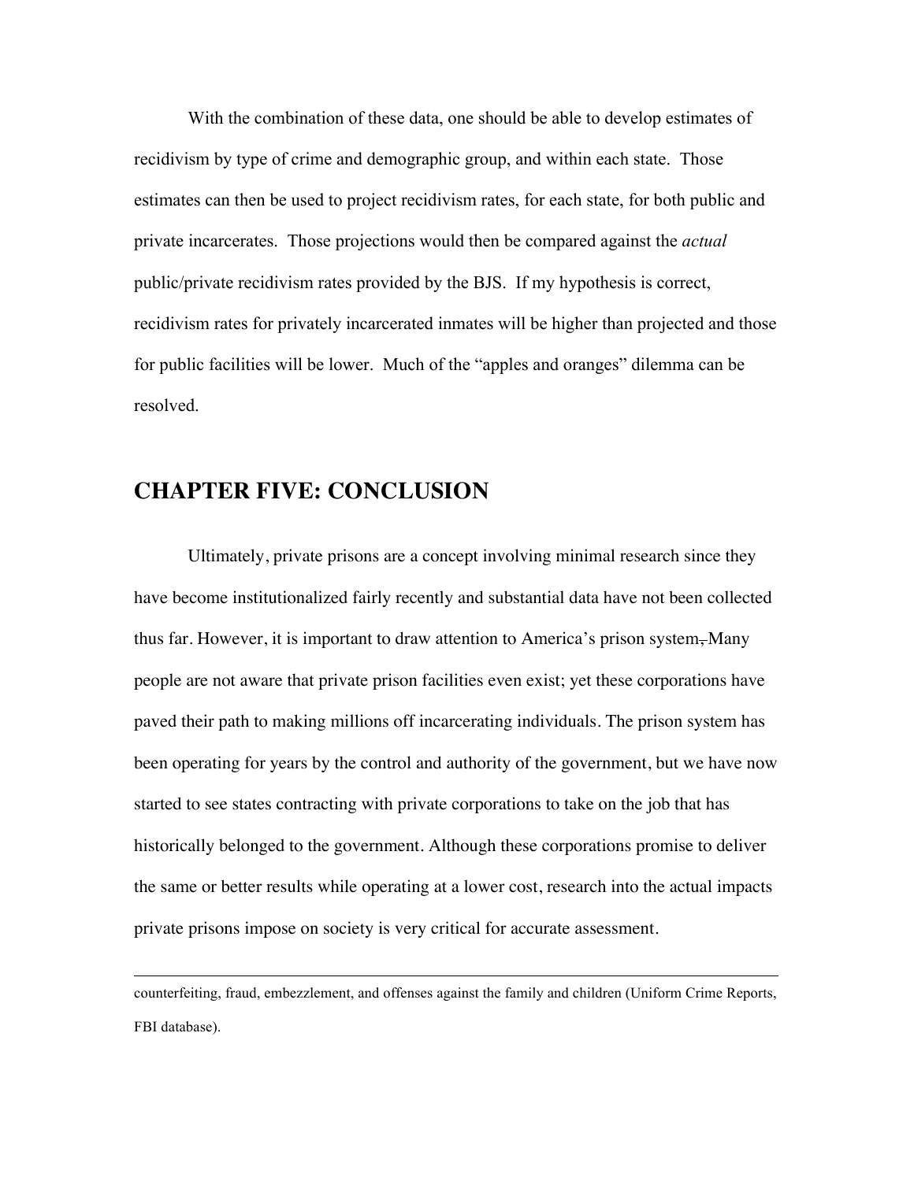With the combination of these data, one should be able to develop estimates of recidivism by type of crime and demographic group, and within each state. Those estimates can then be used to project recidivism rates, for each state, for both public and private incarcerates. Those projections would then be compared against the *actual* public/private recidivism rates provided by the BJS. If my hypothesis is correct, recidivism rates for privately incarcerated inmates will be higher than projected and those for public facilities will be lower. Much of the "apples and oranges" dilemma can be resolved.

## CHAPTER FIVE: CONCLUSION

Ultimately, private prisons are a concept involving minimal research since they have become institutionalized fairly recently and substantial data have not been collected thus far. However, it is important to draw attention to America's prison system. Many people are not aware that private prison facilities even exist; yet these corporations have paved their path to making millions off incarcerating individuals. The prison system has been operating for years by the control and authority of the government, but we have now started to see states contracting with private corporations to take on the job that has historically belonged to the government. Although these corporations promise to deliver the same or better results while operating at a lower cost, research into the actual impacts private prisons impose on society is very critical for accurate assessment.

---

counterfeiting, fraud, embezzlement, and offenses against the family and children (Uniform Crime Reports, FBI database).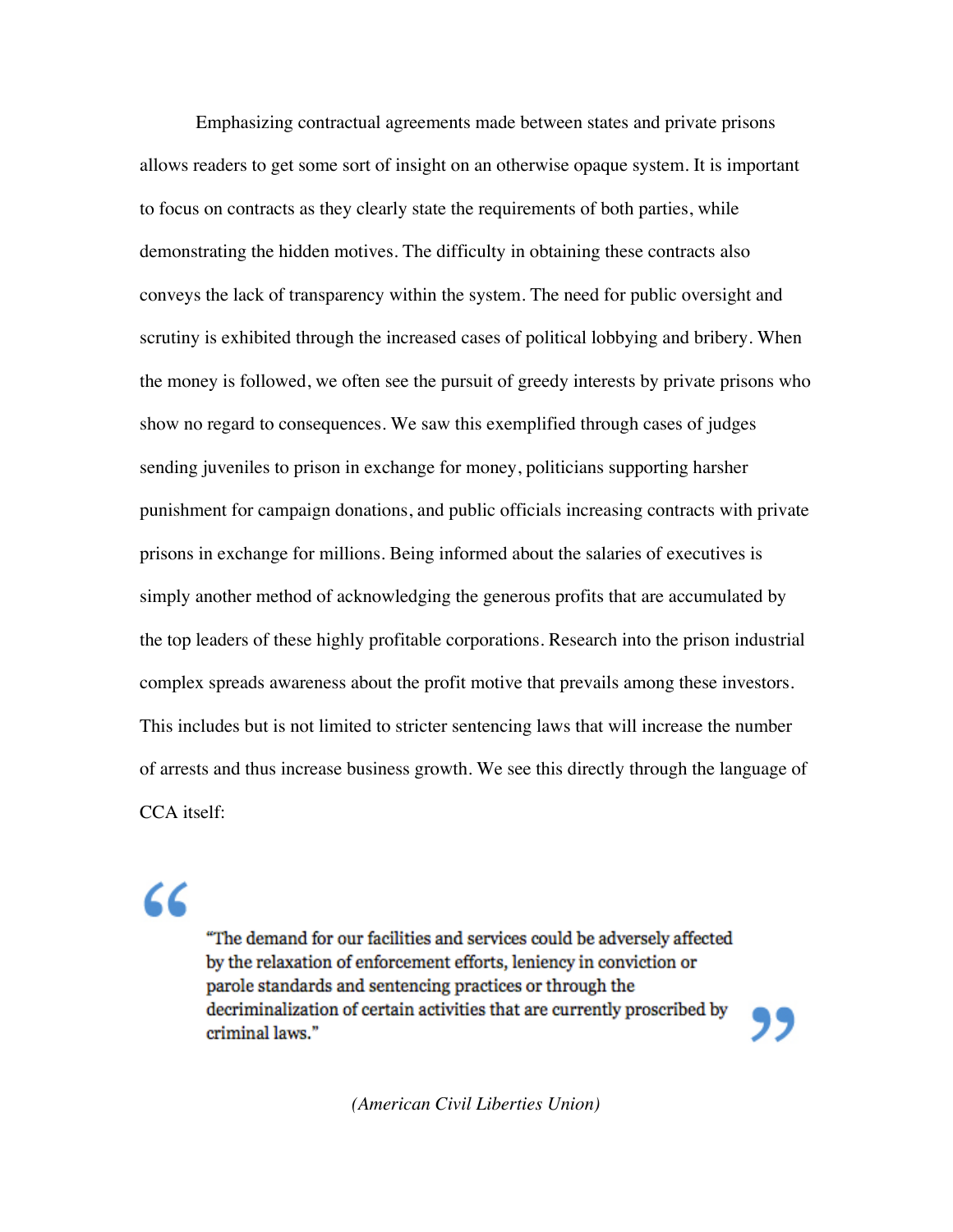Emphasizing contractual agreements made between states and private prisons allows readers to get some sort of insight on an otherwise opaque system. It is important to focus on contracts as they clearly state the requirements of both parties, while demonstrating the hidden motives. The difficulty in obtaining these contracts also conveys the lack of transparency within the system. The need for public oversight and scrutiny is exhibited through the increased cases of political lobbying and bribery. When the money is followed, we often see the pursuit of greedy interests by private prisons who show no regard to consequences. We saw this exemplified through cases of judges sending juveniles to prison in exchange for money, politicians supporting harsher punishment for campaign donations, and public officials increasing contracts with private prisons in exchange for millions. Being informed about the salaries of executives is simply another method of acknowledging the generous profits that are accumulated by the top leaders of these highly profitable corporations. Research into the prison industrial complex spreads awareness about the profit motive that prevails among these investors. This includes but is not limited to stricter sentencing laws that will increase the number of arrests and thus increase business growth. We see this directly through the language of CCA itself:

> "The demand for our facilities and services could be adversely affected by the relaxation of enforcement efforts, leniency in conviction or parole standards and sentencing practices or through the decriminalization of certain activities that are currently proscribed by criminal laws."

*(American Civil Liberties Union)*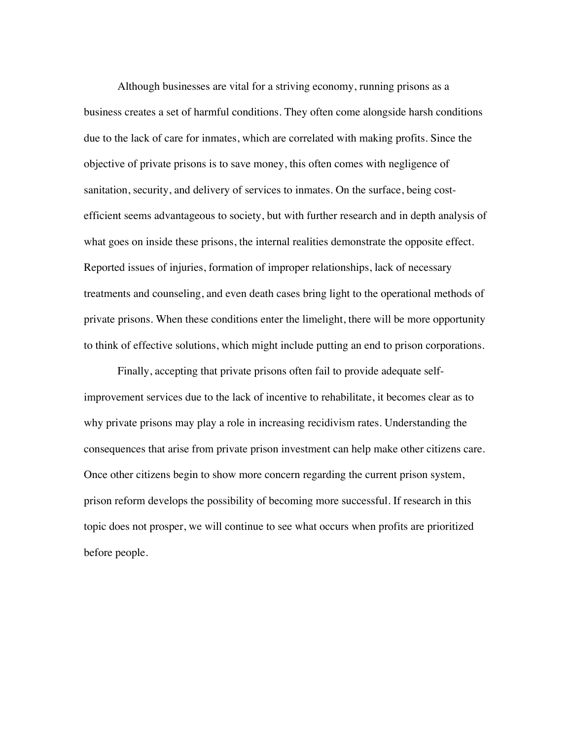Although businesses are vital for a striving economy, running prisons as a business creates a set of harmful conditions. They often come alongside harsh conditions due to the lack of care for inmates, which are correlated with making profits. Since the objective of private prisons is to save money, this often comes with negligence of sanitation, security, and delivery of services to inmates. On the surface, being cost-efficient seems advantageous to society, but with further research and in depth analysis of what goes on inside these prisons, the internal realities demonstrate the opposite effect. Reported issues of injuries, formation of improper relationships, lack of necessary treatments and counseling, and even death cases bring light to the operational methods of private prisons. When these conditions enter the limelight, there will be more opportunity to think of effective solutions, which might include putting an end to prison corporations.

Finally, accepting that private prisons often fail to provide adequate self-improvement services due to the lack of incentive to rehabilitate, it becomes clear as to why private prisons may play a role in increasing recidivism rates. Understanding the consequences that arise from private prison investment can help make other citizens care. Once other citizens begin to show more concern regarding the current prison system, prison reform develops the possibility of becoming more successful. If research in this topic does not prosper, we will continue to see what occurs when profits are prioritized before people.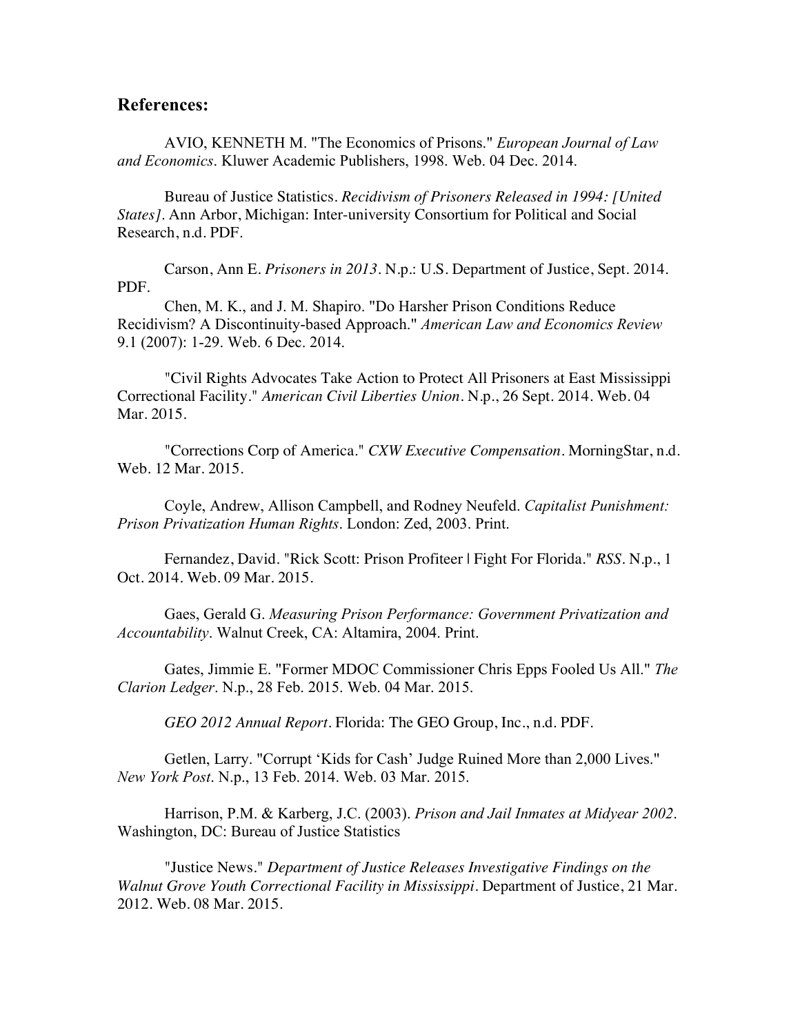## References:

AVIO, KENNETH M. "The Economics of Prisons." *European Journal of Law and Economics*. Kluwer Academic Publishers, 1998. Web. 04 Dec. 2014.

Bureau of Justice Statistics. *Recidivism of Prisoners Released in 1994: [United States]*. Ann Arbor, Michigan: Inter-university Consortium for Political and Social Research, n.d. PDF.

Carson, Ann E. *Prisoners in 2013*. N.p.: U.S. Department of Justice, Sept. 2014. PDF.

Chen, M. K., and J. M. Shapiro. "Do Harsher Prison Conditions Reduce Recidivism? A Discontinuity-based Approach." *American Law and Economics Review* 9.1 (2007): 1-29. Web. 6 Dec. 2014.

"Civil Rights Advocates Take Action to Protect All Prisoners at East Mississippi Correctional Facility." *American Civil Liberties Union*. N.p., 26 Sept. 2014. Web. 04 Mar. 2015.

"Corrections Corp of America." *CXW Executive Compensation*. MorningStar, n.d. Web. 12 Mar. 2015.

Coyle, Andrew, Allison Campbell, and Rodney Neufeld. *Capitalist Punishment: Prison Privatization Human Rights*. London: Zed, 2003. Print.

Fernandez, David. "Rick Scott: Prison Profiteer | Fight For Florida." *RSS*. N.p., 1 Oct. 2014. Web. 09 Mar. 2015.

Gaes, Gerald G. *Measuring Prison Performance: Government Privatization and Accountability*. Walnut Creek, CA: Altamira, 2004. Print.

Gates, Jimmie E. "Former MDOC Commissioner Chris Epps Fooled Us All." *The Clarion Ledger*. N.p., 28 Feb. 2015. Web. 04 Mar. 2015.

*GEO 2012 Annual Report*. Florida: The GEO Group, Inc., n.d. PDF.

Getlen, Larry. "Corrupt 'Kids for Cash' Judge Ruined More than 2,000 Lives." *New York Post*. N.p., 13 Feb. 2014. Web. 03 Mar. 2015.

Harrison, P.M. & Karberg, J.C. (2003). *Prison and Jail Inmates at Midyear 2002*. Washington, DC: Bureau of Justice Statistics

"Justice News." *Department of Justice Releases Investigative Findings on the Walnut Grove Youth Correctional Facility in Mississippi*. Department of Justice, 21 Mar. 2012. Web. 08 Mar. 2015.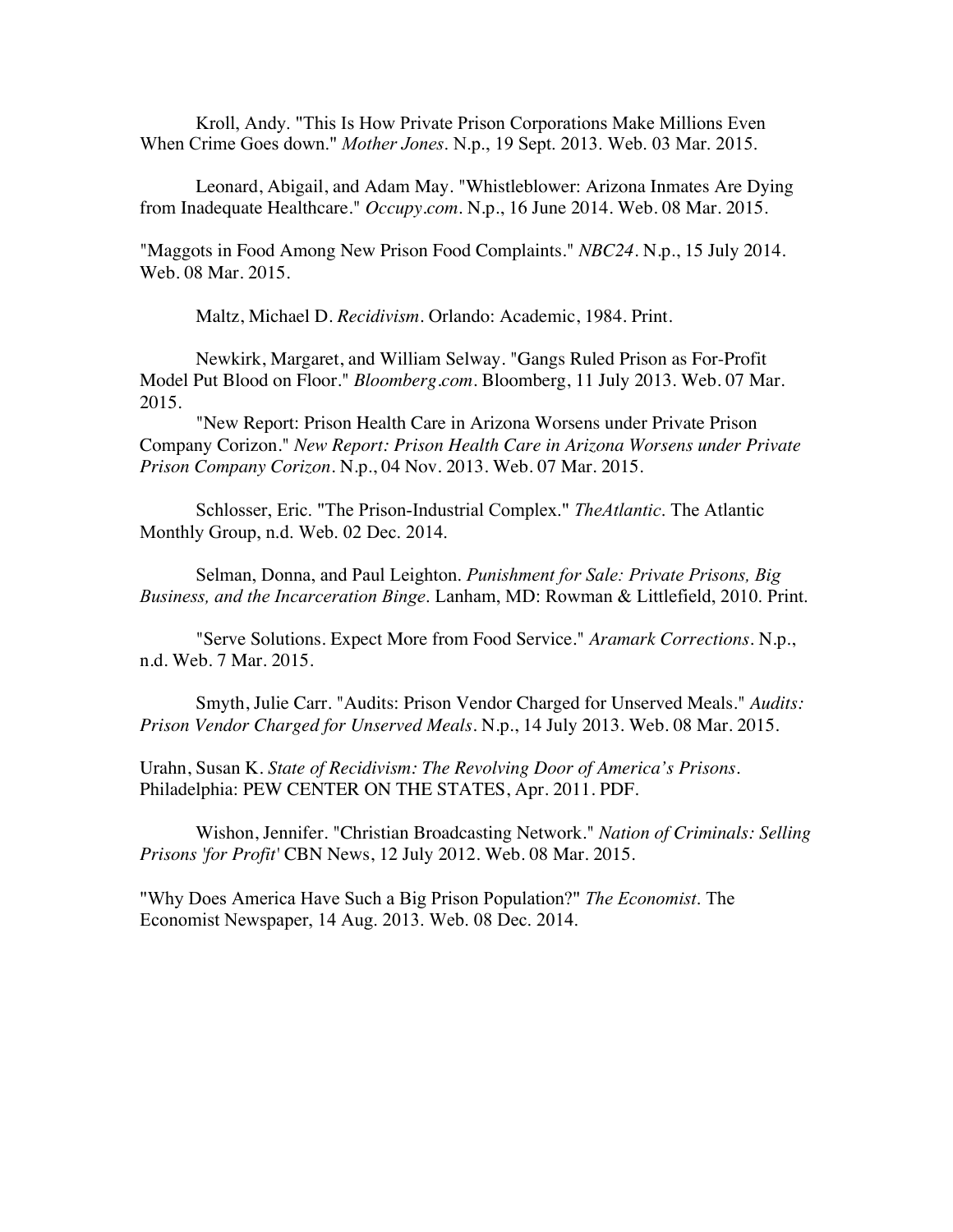Kroll, Andy. "This Is How Private Prison Corporations Make Millions Even When Crime Goes down." *Mother Jones*. N.p., 19 Sept. 2013. Web. 03 Mar. 2015.

Leonard, Abigail, and Adam May. "Whistleblower: Arizona Inmates Are Dying from Inadequate Healthcare." *Occupy.com*. N.p., 16 June 2014. Web. 08 Mar. 2015.

"Maggots in Food Among New Prison Food Complaints." *NBC24*. N.p., 15 July 2014. Web. 08 Mar. 2015.

Maltz, Michael D. *Recidivism*. Orlando: Academic, 1984. Print.

Newkirk, Margaret, and William Selway. "Gangs Ruled Prison as For-Profit Model Put Blood on Floor." *Bloomberg.com*. Bloomberg, 11 July 2013. Web. 07 Mar. 2015.

"New Report: Prison Health Care in Arizona Worsens under Private Prison Company Corizon." *New Report: Prison Health Care in Arizona Worsens under Private Prison Company Corizon*. N.p., 04 Nov. 2013. Web. 07 Mar. 2015.

Schlosser, Eric. "The Prison-Industrial Complex." *TheAtlantic*. The Atlantic Monthly Group, n.d. Web. 02 Dec. 2014.

Selman, Donna, and Paul Leighton. *Punishment for Sale: Private Prisons, Big Business, and the Incarceration Binge*. Lanham, MD: Rowman & Littlefield, 2010. Print.

"Serve Solutions. Expect More from Food Service." *Aramark Corrections*. N.p., n.d. Web. 7 Mar. 2015.

Smyth, Julie Carr. "Audits: Prison Vendor Charged for Unserved Meals." *Audits: Prison Vendor Charged for Unserved Meals*. N.p., 14 July 2013. Web. 08 Mar. 2015.

Urahn, Susan K. *State of Recidivism: The Revolving Door of America's Prisons*. Philadelphia: PEW CENTER ON THE STATES, Apr. 2011. PDF.

Wishon, Jennifer. "Christian Broadcasting Network." *Nation of Criminals: Selling Prisons 'for Profit'* CBN News, 12 July 2012. Web. 08 Mar. 2015.

"Why Does America Have Such a Big Prison Population?" *The Economist*. The Economist Newspaper, 14 Aug. 2013. Web. 08 Dec. 2014.